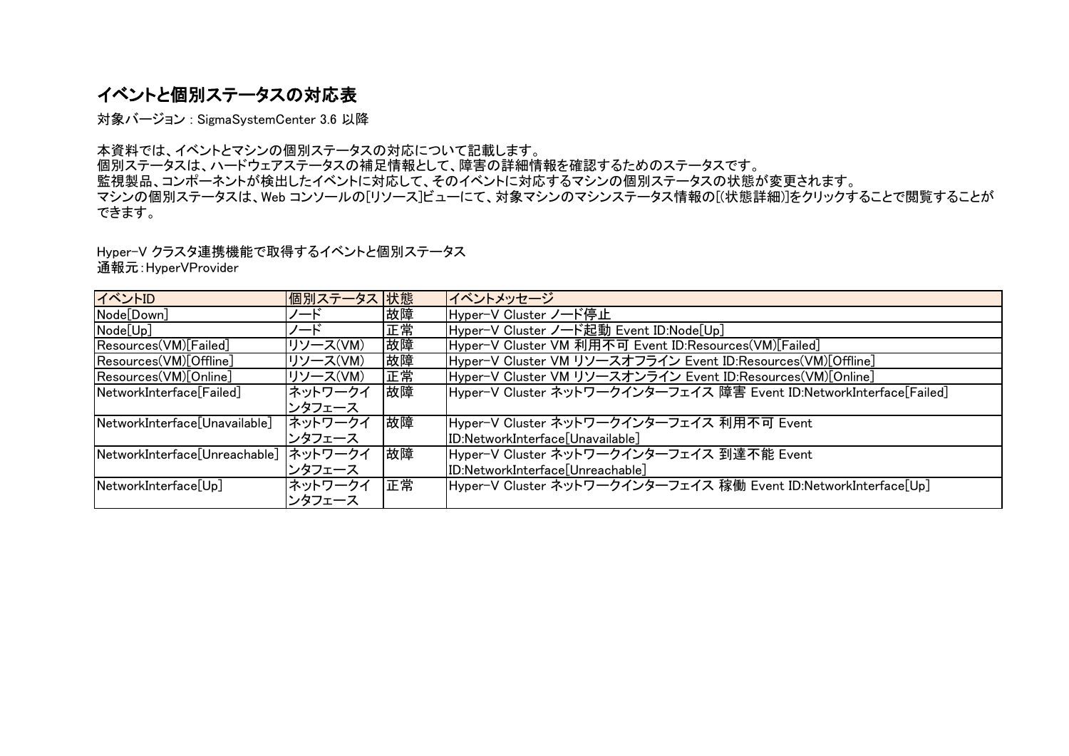# イベントと個別ステータスの対応表

対象バージョン : SigmaSystemCenter 3.6 以降

本資料では、イベントとマシンの個別ステータスの対応について記載します。
個別ステータスは、ハードウェアステータスの補足情報として、障害の詳細情報を確認するためのステータスです。
監視製品、コンポーネントが検出したイベントに対応して、そのイベントに対応するマシンの個別ステータスの状態が変更されます。
マシンの個別ステータスは、Web コンソールの[リソース]ビューにて、対象マシンのマシンステータス情報の[(状態詳細)]をクリックすることで閲覧することができます。

Hyper-V クラスタ連携機能で取得するイベントと個別ステータス
通報元：HyperVProvider

| イベントID | 個別ステータス | 状態 | イベントメッセージ |
|---|---|---|---|
| Node[Down] | ノード | 故障 | Hyper-V Cluster ノード停止 |
| Node[Up] | ノード | 正常 | Hyper-V Cluster ノード起動 Event ID:Node[Up] |
| Resources(VM)[Failed] | リソース(VM) | 故障 | Hyper-V Cluster VM 利用不可 Event ID:Resources(VM)[Failed] |
| Resources(VM)[Offline] | リソース(VM) | 故障 | Hyper-V Cluster VM リソースオフライン Event ID:Resources(VM)[Offline] |
| Resources(VM)[Online] | リソース(VM) | 正常 | Hyper-V Cluster VM リソースオンライン Event ID:Resources(VM)[Online] |
| NetworkInterface[Failed] | ネットワークインタフェース | 故障 | Hyper-V Cluster ネットワークインターフェイス 障害 Event ID:NetworkInterface[Failed] |
| NetworkInterface[Unavailable] | ネットワークインタフェース | 故障 | Hyper-V Cluster ネットワークインターフェイス 利用不可 Event ID:NetworkInterface[Unavailable] |
| NetworkInterface[Unreachable] | ネットワークインタフェース | 故障 | Hyper-V Cluster ネットワークインターフェイス 到達不能 Event ID:NetworkInterface[Unreachable] |
| NetworkInterface[Up] | ネットワークインタフェース | 正常 | Hyper-V Cluster ネットワークインターフェイス 稼働 Event ID:NetworkInterface[Up] |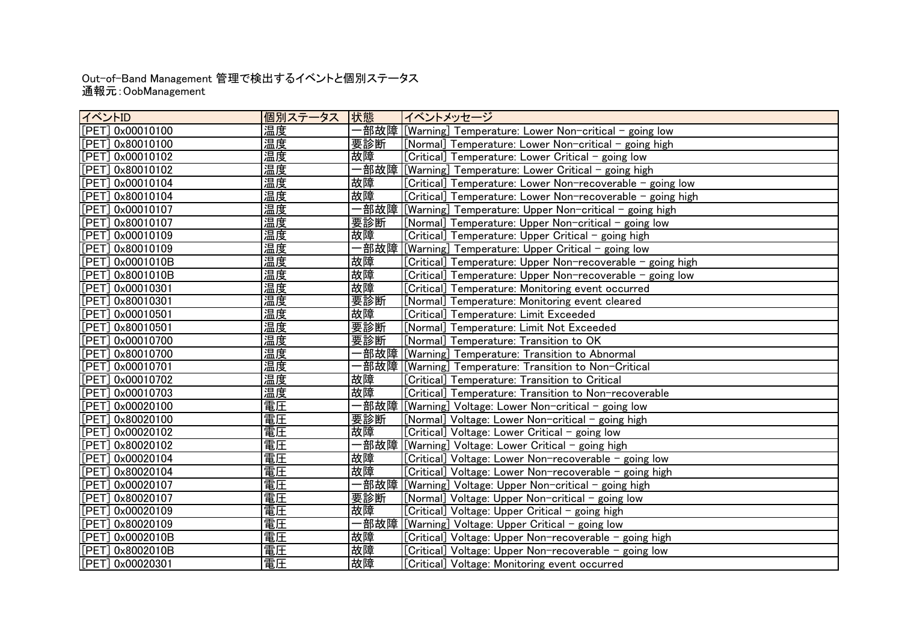Out-of-Band Management 管理で検出するイベントと個別ステータス
通報元：OobManagement

| イベントID | 個別ステータス | 状態 | イベントメッセージ |
|---|---|---|---|
| [PET] 0x00010100 | 温度 | 一部故障 | [Warning] Temperature: Lower Non-critical - going low |
| [PET] 0x80010100 | 温度 | 要診断 | [Normal] Temperature: Lower Non-critical - going high |
| [PET] 0x00010102 | 温度 | 故障 | [Critical] Temperature: Lower Critical - going low |
| [PET] 0x80010102 | 温度 | 一部故障 | [Warning] Temperature: Lower Critical - going high |
| [PET] 0x00010104 | 温度 | 故障 | [Critical] Temperature: Lower Non-recoverable - going low |
| [PET] 0x80010104 | 温度 | 故障 | [Critical] Temperature: Lower Non-recoverable - going high |
| [PET] 0x00010107 | 温度 | 一部故障 | [Warning] Temperature: Upper Non-critical - going high |
| [PET] 0x80010107 | 温度 | 要診断 | [Normal] Temperature: Upper Non-critical - going low |
| [PET] 0x00010109 | 温度 | 故障 | [Critical] Temperature: Upper Critical - going high |
| [PET] 0x80010109 | 温度 | 一部故障 | [Warning] Temperature: Upper Critical - going low |
| [PET] 0x0001010B | 温度 | 故障 | [Critical] Temperature: Upper Non-recoverable - going high |
| [PET] 0x8001010B | 温度 | 故障 | [Critical] Temperature: Upper Non-recoverable - going low |
| [PET] 0x00010301 | 温度 | 故障 | [Critical] Temperature: Monitoring event occurred |
| [PET] 0x80010301 | 温度 | 要診断 | [Normal] Temperature: Monitoring event cleared |
| [PET] 0x00010501 | 温度 | 故障 | [Critical] Temperature: Limit Exceeded |
| [PET] 0x80010501 | 温度 | 要診断 | [Normal] Temperature: Limit Not Exceeded |
| [PET] 0x00010700 | 温度 | 要診断 | [Normal] Temperature: Transition to OK |
| [PET] 0x80010700 | 温度 | 一部故障 | [Warning] Temperature: Transition to Abnormal |
| [PET] 0x00010701 | 温度 | 一部故障 | [Warning] Temperature: Transition to Non-Critical |
| [PET] 0x00010702 | 温度 | 故障 | [Critical] Temperature: Transition to Critical |
| [PET] 0x00010703 | 温度 | 故障 | [Critical] Temperature: Transition to Non-recoverable |
| [PET] 0x00020100 | 電圧 | 一部故障 | [Warning] Voltage: Lower Non-critical - going low |
| [PET] 0x80020100 | 電圧 | 要診断 | [Normal] Voltage: Lower Non-critical - going high |
| [PET] 0x00020102 | 電圧 | 故障 | [Critical] Voltage: Lower Critical - going low |
| [PET] 0x80020102 | 電圧 | 一部故障 | [Warning] Voltage: Lower Critical - going high |
| [PET] 0x00020104 | 電圧 | 故障 | [Critical] Voltage: Lower Non-recoverable - going low |
| [PET] 0x80020104 | 電圧 | 故障 | [Critical] Voltage: Lower Non-recoverable - going high |
| [PET] 0x00020107 | 電圧 | 一部故障 | [Warning] Voltage: Upper Non-critical - going high |
| [PET] 0x80020107 | 電圧 | 要診断 | [Normal] Voltage: Upper Non-critical - going low |
| [PET] 0x00020109 | 電圧 | 故障 | [Critical] Voltage: Upper Critical - going high |
| [PET] 0x80020109 | 電圧 | 一部故障 | [Warning] Voltage: Upper Critical - going low |
| [PET] 0x0002010B | 電圧 | 故障 | [Critical] Voltage: Upper Non-recoverable - going high |
| [PET] 0x8002010B | 電圧 | 故障 | [Critical] Voltage: Upper Non-recoverable - going low |
| [PET] 0x00020301 | 電圧 | 故障 | [Critical] Voltage: Monitoring event occurred |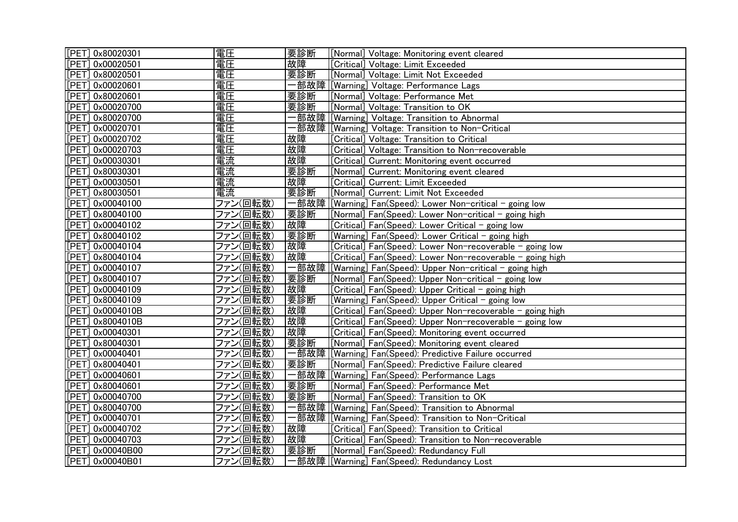| | | | |
|---|---|---|---|
| [PET] 0x80020301 | 電圧 | 要診断 | [Normal] Voltage: Monitoring event cleared |
| [PET] 0x00020501 | 電圧 | 故障 | [Critical] Voltage: Limit Exceeded |
| [PET] 0x80020501 | 電圧 | 要診断 | [Normal] Voltage: Limit Not Exceeded |
| [PET] 0x00020601 | 電圧 | 一部故障 | [Warning] Voltage: Performance Lags |
| [PET] 0x80020601 | 電圧 | 要診断 | [Normal] Voltage: Performance Met |
| [PET] 0x00020700 | 電圧 | 要診断 | [Normal] Voltage: Transition to OK |
| [PET] 0x80020700 | 電圧 | 一部故障 | [Warning] Voltage: Transition to Abnormal |
| [PET] 0x00020701 | 電圧 | 一部故障 | [Warning] Voltage: Transition to Non-Critical |
| [PET] 0x00020702 | 電圧 | 故障 | [Critical] Voltage: Transition to Critical |
| [PET] 0x00020703 | 電圧 | 故障 | [Critical] Voltage: Transition to Non-recoverable |
| [PET] 0x00030301 | 電流 | 故障 | [Critical] Current: Monitoring event occurred |
| [PET] 0x80030301 | 電流 | 要診断 | [Normal] Current: Monitoring event cleared |
| [PET] 0x00030501 | 電流 | 故障 | [Critical] Current: Limit Exceeded |
| [PET] 0x80030501 | 電流 | 要診断 | [Normal] Current: Limit Not Exceeded |
| [PET] 0x00040100 | ファン(回転数) | 一部故障 | [Warning] Fan(Speed): Lower Non-critical - going low |
| [PET] 0x80040100 | ファン(回転数) | 要診断 | [Normal] Fan(Speed): Lower Non-critical - going high |
| [PET] 0x00040102 | ファン(回転数) | 故障 | [Critical] Fan(Speed): Lower Critical - going low |
| [PET] 0x80040102 | ファン(回転数) | 要診断 | [Warning] Fan(Speed): Lower Critical - going high |
| [PET] 0x00040104 | ファン(回転数) | 故障 | [Critical] Fan(Speed): Lower Non-recoverable - going low |
| [PET] 0x80040104 | ファン(回転数) | 故障 | [Critical] Fan(Speed): Lower Non-recoverable - going high |
| [PET] 0x00040107 | ファン(回転数) | 一部故障 | [Warning] Fan(Speed): Upper Non-critical - going high |
| [PET] 0x80040107 | ファン(回転数) | 要診断 | [Normal] Fan(Speed): Upper Non-critical - going low |
| [PET] 0x00040109 | ファン(回転数) | 故障 | [Critical] Fan(Speed): Upper Critical - going high |
| [PET] 0x80040109 | ファン(回転数) | 要診断 | [Warning] Fan(Speed): Upper Critical - going low |
| [PET] 0x0004010B | ファン(回転数) | 故障 | [Critical] Fan(Speed): Upper Non-recoverable - going high |
| [PET] 0x8004010B | ファン(回転数) | 故障 | [Critical] Fan(Speed): Upper Non-recoverable - going low |
| [PET] 0x00040301 | ファン(回転数) | 故障 | [Critical] Fan(Speed): Monitoring event occurred |
| [PET] 0x80040301 | ファン(回転数) | 要診断 | [Normal] Fan(Speed): Monitoring event cleared |
| [PET] 0x00040401 | ファン(回転数) | 一部故障 | [Warning] Fan(Speed): Predictive Failure occurred |
| [PET] 0x80040401 | ファン(回転数) | 要診断 | [Normal] Fan(Speed): Predictive Failure cleared |
| [PET] 0x00040601 | ファン(回転数) | 一部故障 | [Warning] Fan(Speed): Performance Lags |
| [PET] 0x80040601 | ファン(回転数) | 要診断 | [Normal] Fan(Speed): Performance Met |
| [PET] 0x00040700 | ファン(回転数) | 要診断 | [Normal] Fan(Speed): Transition to OK |
| [PET] 0x80040700 | ファン(回転数) | 一部故障 | [Warning] Fan(Speed): Transition to Abnormal |
| [PET] 0x00040701 | ファン(回転数) | 一部故障 | [Warning] Fan(Speed): Transition to Non-Critical |
| [PET] 0x00040702 | ファン(回転数) | 故障 | [Critical] Fan(Speed): Transition to Critical |
| [PET] 0x00040703 | ファン(回転数) | 故障 | [Critical] Fan(Speed): Transition to Non-recoverable |
| [PET] 0x00040B00 | ファン(回転数) | 要診断 | [Normal] Fan(Speed): Redundancy Full |
| [PET] 0x00040B01 | ファン(回転数) | 一部故障 | [Warning] Fan(Speed): Redundancy Lost |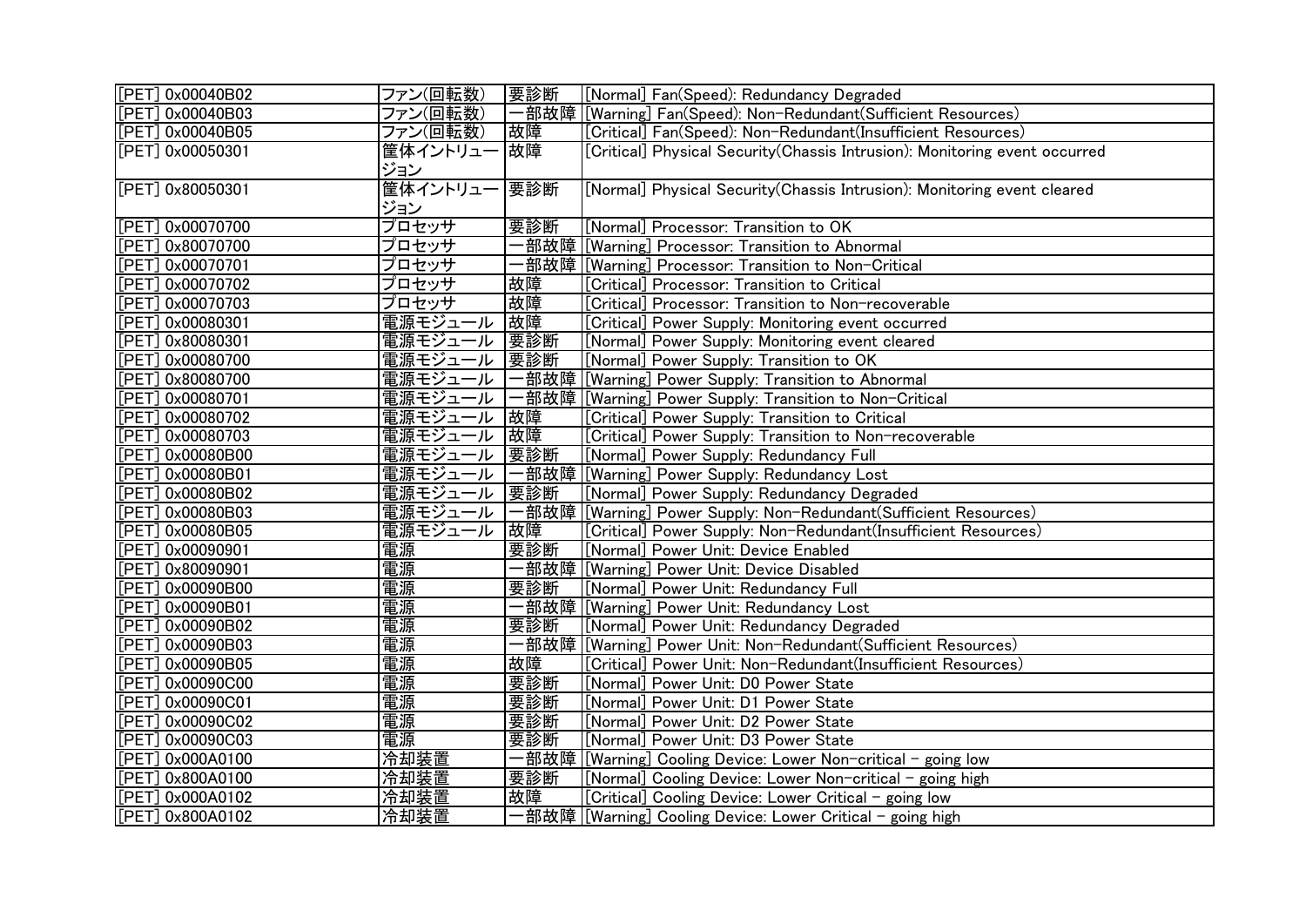| | | | |
|---|---|---|---|
| [PET] 0x00040B02 | ファン(回転数) | 要診断 | [Normal] Fan(Speed): Redundancy Degraded |
| [PET] 0x00040B03 | ファン(回転数) | 一部故障 | [Warning] Fan(Speed): Non-Redundant(Sufficient Resources) |
| [PET] 0x00040B05 | ファン(回転数) | 故障 | [Critical] Fan(Speed): Non-Redundant(Insufficient Resources) |
| [PET] 0x00050301 | 筐体イントリュージョン | 故障 | [Critical] Physical Security(Chassis Intrusion): Monitoring event occurred |
| [PET] 0x80050301 | 筐体イントリュージョン | 要診断 | [Normal] Physical Security(Chassis Intrusion): Monitoring event cleared |
| [PET] 0x00070700 | プロセッサ | 要診断 | [Normal] Processor: Transition to OK |
| [PET] 0x80070700 | プロセッサ | 一部故障 | [Warning] Processor: Transition to Abnormal |
| [PET] 0x00070701 | プロセッサ | 一部故障 | [Warning] Processor: Transition to Non-Critical |
| [PET] 0x00070702 | プロセッサ | 故障 | [Critical] Processor: Transition to Critical |
| [PET] 0x00070703 | プロセッサ | 故障 | [Critical] Processor: Transition to Non-recoverable |
| [PET] 0x00080301 | 電源モジュール | 故障 | [Critical] Power Supply: Monitoring event occurred |
| [PET] 0x80080301 | 電源モジュール | 要診断 | [Normal] Power Supply: Monitoring event cleared |
| [PET] 0x00080700 | 電源モジュール | 要診断 | [Normal] Power Supply: Transition to OK |
| [PET] 0x80080700 | 電源モジュール | 一部故障 | [Warning] Power Supply: Transition to Abnormal |
| [PET] 0x00080701 | 電源モジュール | 一部故障 | [Warning] Power Supply: Transition to Non-Critical |
| [PET] 0x00080702 | 電源モジュール | 故障 | [Critical] Power Supply: Transition to Critical |
| [PET] 0x00080703 | 電源モジュール | 故障 | [Critical] Power Supply: Transition to Non-recoverable |
| [PET] 0x00080B00 | 電源モジュール | 要診断 | [Normal] Power Supply: Redundancy Full |
| [PET] 0x00080B01 | 電源モジュール | 一部故障 | [Warning] Power Supply: Redundancy Lost |
| [PET] 0x00080B02 | 電源モジュール | 要診断 | [Normal] Power Supply: Redundancy Degraded |
| [PET] 0x00080B03 | 電源モジュール | 一部故障 | [Warning] Power Supply: Non-Redundant(Sufficient Resources) |
| [PET] 0x00080B05 | 電源モジュール | 故障 | [Critical] Power Supply: Non-Redundant(Insufficient Resources) |
| [PET] 0x00090901 | 電源 | 要診断 | [Normal] Power Unit: Device Enabled |
| [PET] 0x80090901 | 電源 | 一部故障 | [Warning] Power Unit: Device Disabled |
| [PET] 0x00090B00 | 電源 | 要診断 | [Normal] Power Unit: Redundancy Full |
| [PET] 0x00090B01 | 電源 | 一部故障 | [Warning] Power Unit: Redundancy Lost |
| [PET] 0x00090B02 | 電源 | 要診断 | [Normal] Power Unit: Redundancy Degraded |
| [PET] 0x00090B03 | 電源 | 一部故障 | [Warning] Power Unit: Non-Redundant(Sufficient Resources) |
| [PET] 0x00090B05 | 電源 | 故障 | [Critical] Power Unit: Non-Redundant(Insufficient Resources) |
| [PET] 0x00090C00 | 電源 | 要診断 | [Normal] Power Unit: D0 Power State |
| [PET] 0x00090C01 | 電源 | 要診断 | [Normal] Power Unit: D1 Power State |
| [PET] 0x00090C02 | 電源 | 要診断 | [Normal] Power Unit: D2 Power State |
| [PET] 0x00090C03 | 電源 | 要診断 | [Normal] Power Unit: D3 Power State |
| [PET] 0x000A0100 | 冷却装置 | 一部故障 | [Warning] Cooling Device: Lower Non-critical - going low |
| [PET] 0x800A0100 | 冷却装置 | 要診断 | [Normal] Cooling Device: Lower Non-critical - going high |
| [PET] 0x000A0102 | 冷却装置 | 故障 | [Critical] Cooling Device: Lower Critical - going low |
| [PET] 0x800A0102 | 冷却装置 | 一部故障 | [Warning] Cooling Device: Lower Critical - going high |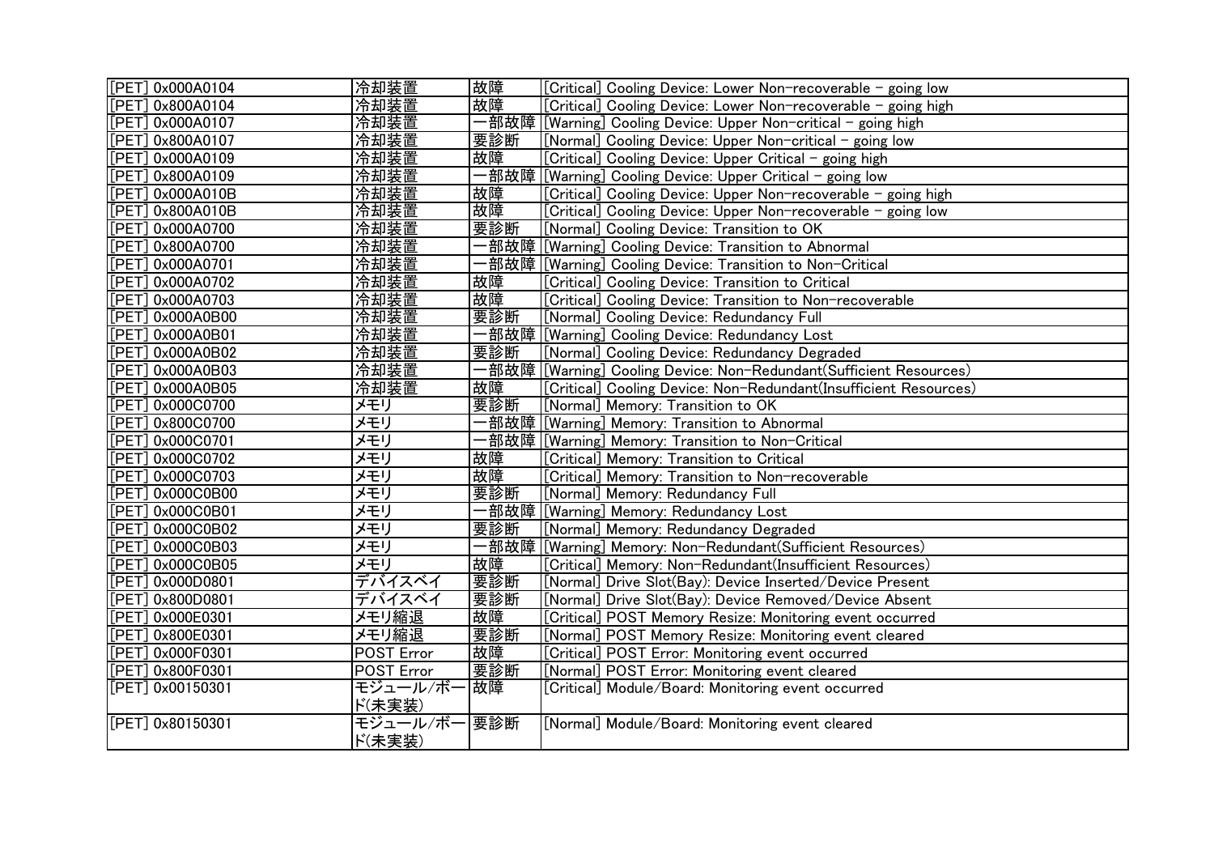| | | | |
|---|---|---|---|
| [PET] 0x000A0104 | 冷却装置 | 故障 | [Critical] Cooling Device: Lower Non-recoverable - going low |
| [PET] 0x800A0104 | 冷却装置 | 故障 | [Critical] Cooling Device: Lower Non-recoverable - going high |
| [PET] 0x000A0107 | 冷却装置 | 一部故障 | [Warning] Cooling Device: Upper Non-critical - going high |
| [PET] 0x800A0107 | 冷却装置 | 要診断 | [Normal] Cooling Device: Upper Non-critical - going low |
| [PET] 0x000A0109 | 冷却装置 | 故障 | [Critical] Cooling Device: Upper Critical - going high |
| [PET] 0x800A0109 | 冷却装置 | 一部故障 | [Warning] Cooling Device: Upper Critical - going low |
| [PET] 0x000A010B | 冷却装置 | 故障 | [Critical] Cooling Device: Upper Non-recoverable - going high |
| [PET] 0x800A010B | 冷却装置 | 故障 | [Critical] Cooling Device: Upper Non-recoverable - going low |
| [PET] 0x000A0700 | 冷却装置 | 要診断 | [Normal] Cooling Device: Transition to OK |
| [PET] 0x800A0700 | 冷却装置 | 一部故障 | [Warning] Cooling Device: Transition to Abnormal |
| [PET] 0x000A0701 | 冷却装置 | 一部故障 | [Warning] Cooling Device: Transition to Non-Critical |
| [PET] 0x000A0702 | 冷却装置 | 故障 | [Critical] Cooling Device: Transition to Critical |
| [PET] 0x000A0703 | 冷却装置 | 故障 | [Critical] Cooling Device: Transition to Non-recoverable |
| [PET] 0x000A0B00 | 冷却装置 | 要診断 | [Normal] Cooling Device: Redundancy Full |
| [PET] 0x000A0B01 | 冷却装置 | 一部故障 | [Warning] Cooling Device: Redundancy Lost |
| [PET] 0x000A0B02 | 冷却装置 | 要診断 | [Normal] Cooling Device: Redundancy Degraded |
| [PET] 0x000A0B03 | 冷却装置 | 一部故障 | [Warning] Cooling Device: Non-Redundant(Sufficient Resources) |
| [PET] 0x000A0B05 | 冷却装置 | 故障 | [Critical] Cooling Device: Non-Redundant(Insufficient Resources) |
| [PET] 0x000C0700 | メモリ | 要診断 | [Normal] Memory: Transition to OK |
| [PET] 0x800C0700 | メモリ | 一部故障 | [Warning] Memory: Transition to Abnormal |
| [PET] 0x000C0701 | メモリ | 一部故障 | [Warning] Memory: Transition to Non-Critical |
| [PET] 0x000C0702 | メモリ | 故障 | [Critical] Memory: Transition to Critical |
| [PET] 0x000C0703 | メモリ | 故障 | [Critical] Memory: Transition to Non-recoverable |
| [PET] 0x000C0B00 | メモリ | 要診断 | [Normal] Memory: Redundancy Full |
| [PET] 0x000C0B01 | メモリ | 一部故障 | [Warning] Memory: Redundancy Lost |
| [PET] 0x000C0B02 | メモリ | 要診断 | [Normal] Memory: Redundancy Degraded |
| [PET] 0x000C0B03 | メモリ | 一部故障 | [Warning] Memory: Non-Redundant(Sufficient Resources) |
| [PET] 0x000C0B05 | メモリ | 故障 | [Critical] Memory: Non-Redundant(Insufficient Resources) |
| [PET] 0x000D0801 | デバイスベイ | 要診断 | [Normal] Drive Slot(Bay): Device Inserted/Device Present |
| [PET] 0x800D0801 | デバイスベイ | 要診断 | [Normal] Drive Slot(Bay): Device Removed/Device Absent |
| [PET] 0x000E0301 | メモリ縮退 | 故障 | [Critical] POST Memory Resize: Monitoring event occurred |
| [PET] 0x800E0301 | メモリ縮退 | 要診断 | [Normal] POST Memory Resize: Monitoring event cleared |
| [PET] 0x000F0301 | POST Error | 故障 | [Critical] POST Error: Monitoring event occurred |
| [PET] 0x800F0301 | POST Error | 要診断 | [Normal] POST Error: Monitoring event cleared |
| [PET] 0x00150301 | モジュール/ボード(未実装) | 故障 | [Critical] Module/Board: Monitoring event occurred |
| [PET] 0x80150301 | モジュール/ボード(未実装) | 要診断 | [Normal] Module/Board: Monitoring event cleared |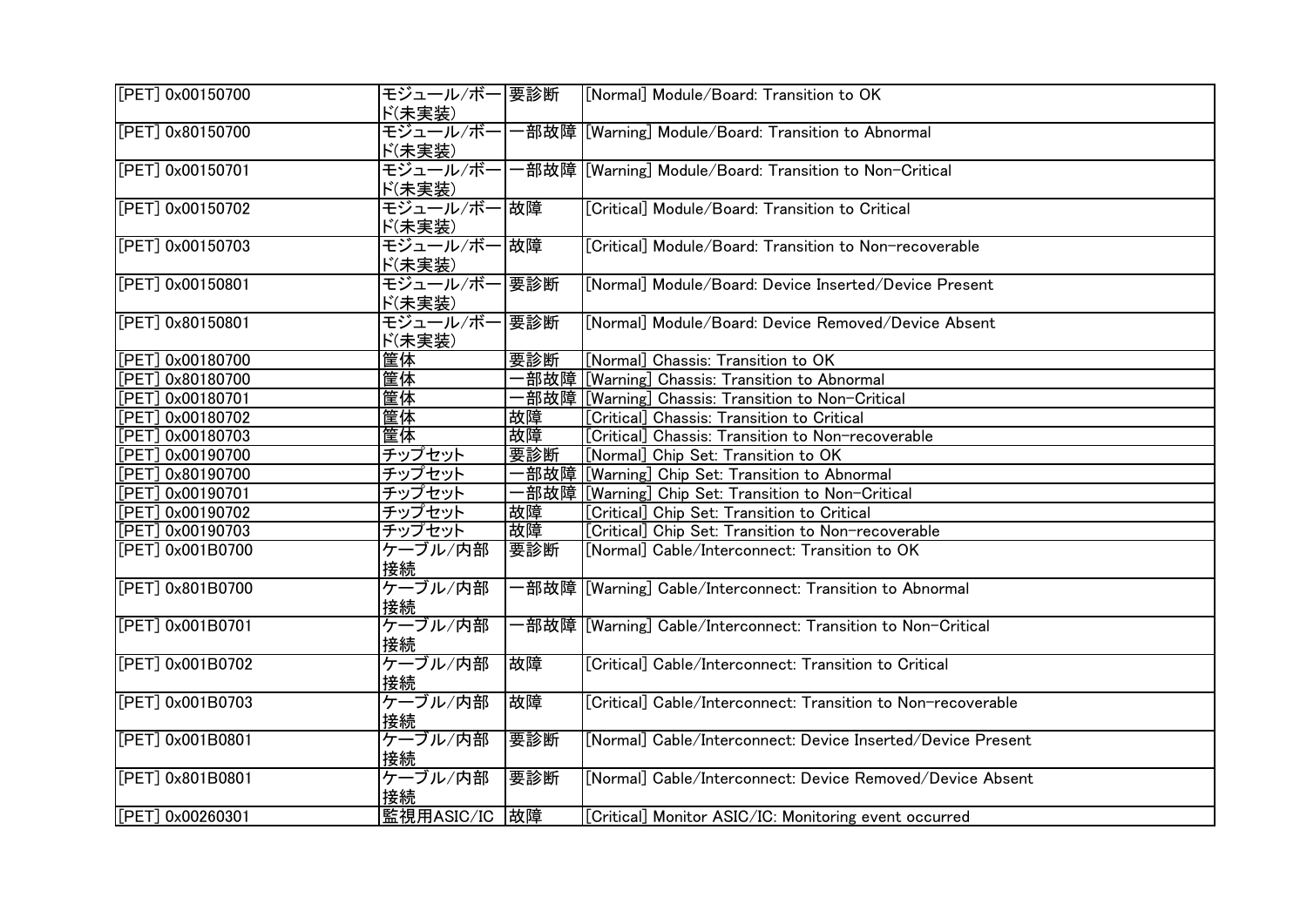| | | | |
|---|---|---|---|
| [PET] 0x00150700 | モジュール/ボード(未実装) | 要診断 | [Normal] Module/Board: Transition to OK |
| [PET] 0x80150700 | モジュール/ボード(未実装) | 一部故障 | [Warning] Module/Board: Transition to Abnormal |
| [PET] 0x00150701 | モジュール/ボード(未実装) | 一部故障 | [Warning] Module/Board: Transition to Non-Critical |
| [PET] 0x00150702 | モジュール/ボード(未実装) | 故障 | [Critical] Module/Board: Transition to Critical |
| [PET] 0x00150703 | モジュール/ボード(未実装) | 故障 | [Critical] Module/Board: Transition to Non-recoverable |
| [PET] 0x00150801 | モジュール/ボード(未実装) | 要診断 | [Normal] Module/Board: Device Inserted/Device Present |
| [PET] 0x80150801 | モジュール/ボード(未実装) | 要診断 | [Normal] Module/Board: Device Removed/Device Absent |
| [PET] 0x00180700 | 筐体 | 要診断 | [Normal] Chassis: Transition to OK |
| [PET] 0x80180700 | 筐体 | 一部故障 | [Warning] Chassis: Transition to Abnormal |
| [PET] 0x00180701 | 筐体 | 一部故障 | [Warning] Chassis: Transition to Non-Critical |
| [PET] 0x00180702 | 筐体 | 故障 | [Critical] Chassis: Transition to Critical |
| [PET] 0x00180703 | 筐体 | 故障 | [Critical] Chassis: Transition to Non-recoverable |
| [PET] 0x00190700 | チップセット | 要診断 | [Normal] Chip Set: Transition to OK |
| [PET] 0x80190700 | チップセット | 一部故障 | [Warning] Chip Set: Transition to Abnormal |
| [PET] 0x00190701 | チップセット | 一部故障 | [Warning] Chip Set: Transition to Non-Critical |
| [PET] 0x00190702 | チップセット | 故障 | [Critical] Chip Set: Transition to Critical |
| [PET] 0x00190703 | チップセット | 故障 | [Critical] Chip Set: Transition to Non-recoverable |
| [PET] 0x001B0700 | ケーブル/内部接続 | 要診断 | [Normal] Cable/Interconnect: Transition to OK |
| [PET] 0x801B0700 | ケーブル/内部接続 | 一部故障 | [Warning] Cable/Interconnect: Transition to Abnormal |
| [PET] 0x001B0701 | ケーブル/内部接続 | 一部故障 | [Warning] Cable/Interconnect: Transition to Non-Critical |
| [PET] 0x001B0702 | ケーブル/内部接続 | 故障 | [Critical] Cable/Interconnect: Transition to Critical |
| [PET] 0x001B0703 | ケーブル/内部接続 | 故障 | [Critical] Cable/Interconnect: Transition to Non-recoverable |
| [PET] 0x001B0801 | ケーブル/内部接続 | 要診断 | [Normal] Cable/Interconnect: Device Inserted/Device Present |
| [PET] 0x801B0801 | ケーブル/内部接続 | 要診断 | [Normal] Cable/Interconnect: Device Removed/Device Absent |
| [PET] 0x00260301 | 監視用ASIC/IC | 故障 | [Critical] Monitor ASIC/IC: Monitoring event occurred |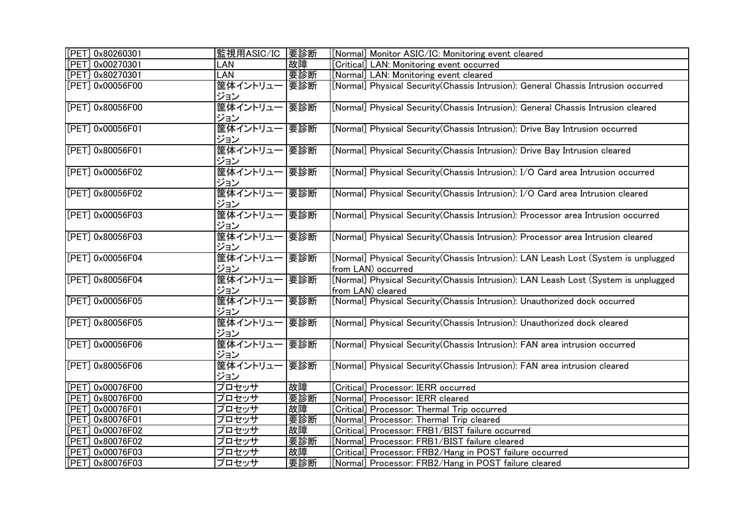| [PET] 0x80260301 | 監視用ASIC/IC | 要診断 | [Normal] Monitor ASIC/IC: Monitoring event cleared |
|---|---|---|---|
| [PET] 0x00270301 | LAN | 故障 | [Critical] LAN: Monitoring event occurred |
| [PET] 0x80270301 | LAN | 要診断 | [Normal] LAN: Monitoring event cleared |
| [PET] 0x00056F00 | 筐体イントリュージョン | 要診断 | [Normal] Physical Security(Chassis Intrusion): General Chassis Intrusion occurred |
| [PET] 0x80056F00 | 筐体イントリュージョン | 要診断 | [Normal] Physical Security(Chassis Intrusion): General Chassis Intrusion cleared |
| [PET] 0x00056F01 | 筐体イントリュージョン | 要診断 | [Normal] Physical Security(Chassis Intrusion): Drive Bay Intrusion occurred |
| [PET] 0x80056F01 | 筐体イントリュージョン | 要診断 | [Normal] Physical Security(Chassis Intrusion): Drive Bay Intrusion cleared |
| [PET] 0x00056F02 | 筐体イントリュージョン | 要診断 | [Normal] Physical Security(Chassis Intrusion): I/O Card area Intrusion occurred |
| [PET] 0x80056F02 | 筐体イントリュージョン | 要診断 | [Normal] Physical Security(Chassis Intrusion): I/O Card area Intrusion cleared |
| [PET] 0x00056F03 | 筐体イントリュージョン | 要診断 | [Normal] Physical Security(Chassis Intrusion): Processor area Intrusion occurred |
| [PET] 0x80056F03 | 筐体イントリュージョン | 要診断 | [Normal] Physical Security(Chassis Intrusion): Processor area Intrusion cleared |
| [PET] 0x00056F04 | 筐体イントリュージョン | 要診断 | [Normal] Physical Security(Chassis Intrusion): LAN Leash Lost (System is unplugged from LAN) occurred |
| [PET] 0x80056F04 | 筐体イントリュージョン | 要診断 | [Normal] Physical Security(Chassis Intrusion): LAN Leash Lost (System is unplugged from LAN) cleared |
| [PET] 0x00056F05 | 筐体イントリュージョン | 要診断 | [Normal] Physical Security(Chassis Intrusion): Unauthorized dock occurred |
| [PET] 0x80056F05 | 筐体イントリュージョン | 要診断 | [Normal] Physical Security(Chassis Intrusion): Unauthorized dock cleared |
| [PET] 0x00056F06 | 筐体イントリュージョン | 要診断 | [Normal] Physical Security(Chassis Intrusion): FAN area intrusion occurred |
| [PET] 0x80056F06 | 筐体イントリュージョン | 要診断 | [Normal] Physical Security(Chassis Intrusion): FAN area intrusion cleared |
| [PET] 0x00076F00 | プロセッサ | 故障 | [Critical] Processor: IERR occurred |
| [PET] 0x80076F00 | プロセッサ | 要診断 | [Normal] Processor: IERR cleared |
| [PET] 0x00076F01 | プロセッサ | 故障 | [Critical] Processor: Thermal Trip occurred |
| [PET] 0x80076F01 | プロセッサ | 要診断 | [Normal] Processor: Thermal Trip cleared |
| [PET] 0x00076F02 | プロセッサ | 故障 | [Critical] Processor: FRB1/BIST failure occurred |
| [PET] 0x80076F02 | プロセッサ | 要診断 | [Normal] Processor: FRB1/BIST failure cleared |
| [PET] 0x00076F03 | プロセッサ | 故障 | [Critical] Processor: FRB2/Hang in POST failure occurred |
| [PET] 0x80076F03 | プロセッサ | 要診断 | [Normal] Processor: FRB2/Hang in POST failure cleared |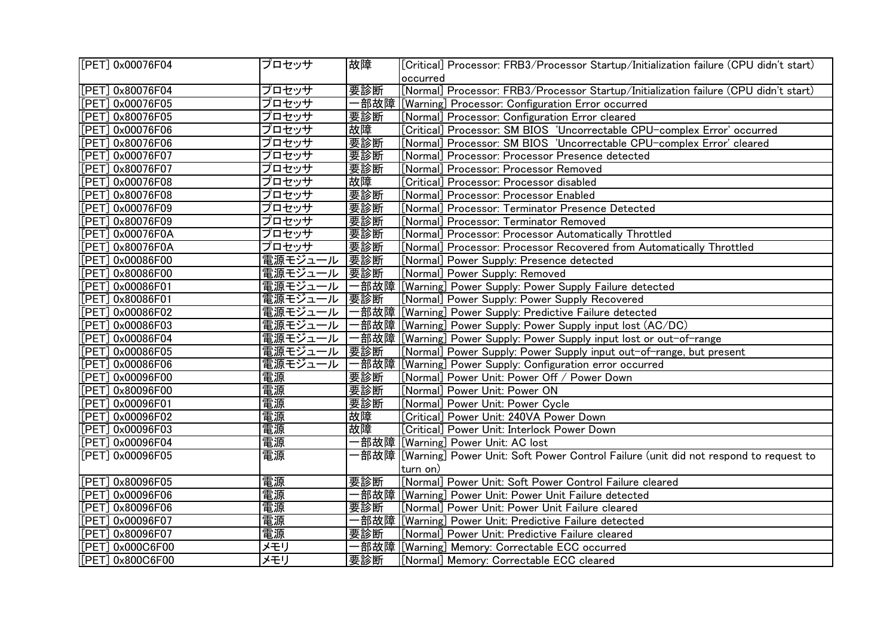| | | | |
|---|---|---|---|
| [PET] 0x00076F04 | プロセッサ | 故障 | [Critical] Processor: FRB3/Processor Startup/Initialization failure (CPU didn't start) occurred |
| [PET] 0x80076F04 | プロセッサ | 要診断 | [Normal] Processor: FRB3/Processor Startup/Initialization failure (CPU didn't start) |
| [PET] 0x00076F05 | プロセッサ | 一部故障 | [Warning] Processor: Configuration Error occurred |
| [PET] 0x80076F05 | プロセッサ | 要診断 | [Normal] Processor: Configuration Error cleared |
| [PET] 0x00076F06 | プロセッサ | 故障 | [Critical] Processor: SM BIOS 'Uncorrectable CPU-complex Error' occurred |
| [PET] 0x80076F06 | プロセッサ | 要診断 | [Normal] Processor: SM BIOS 'Uncorrectable CPU-complex Error' cleared |
| [PET] 0x00076F07 | プロセッサ | 要診断 | [Normal] Processor: Processor Presence detected |
| [PET] 0x80076F07 | プロセッサ | 要診断 | [Normal] Processor: Processor Removed |
| [PET] 0x00076F08 | プロセッサ | 故障 | [Critical] Processor: Processor disabled |
| [PET] 0x80076F08 | プロセッサ | 要診断 | [Normal] Processor: Processor Enabled |
| [PET] 0x00076F09 | プロセッサ | 要診断 | [Normal] Processor: Terminator Presence Detected |
| [PET] 0x80076F09 | プロセッサ | 要診断 | [Normal] Processor: Terminator Removed |
| [PET] 0x00076F0A | プロセッサ | 要診断 | [Normal] Processor: Processor Automatically Throttled |
| [PET] 0x80076F0A | プロセッサ | 要診断 | [Normal] Processor: Processor Recovered from Automatically Throttled |
| [PET] 0x00086F00 | 電源モジュール | 要診断 | [Normal] Power Supply: Presence detected |
| [PET] 0x80086F00 | 電源モジュール | 要診断 | [Normal] Power Supply: Removed |
| [PET] 0x00086F01 | 電源モジュール | 一部故障 | [Warning] Power Supply: Power Supply Failure detected |
| [PET] 0x80086F01 | 電源モジュール | 要診断 | [Normal] Power Supply: Power Supply Recovered |
| [PET] 0x00086F02 | 電源モジュール | 一部故障 | [Warning] Power Supply: Predictive Failure detected |
| [PET] 0x00086F03 | 電源モジュール | 一部故障 | [Warning] Power Supply: Power Supply input lost (AC/DC) |
| [PET] 0x00086F04 | 電源モジュール | 一部故障 | [Warning] Power Supply: Power Supply input lost or out-of-range |
| [PET] 0x00086F05 | 電源モジュール | 要診断 | [Normal] Power Supply: Power Supply input out-of-range, but present |
| [PET] 0x00086F06 | 電源モジュール | 一部故障 | [Warning] Power Supply: Configuration error occurred |
| [PET] 0x00096F00 | 電源 | 要診断 | [Normal] Power Unit: Power Off / Power Down |
| [PET] 0x80096F00 | 電源 | 要診断 | [Normal] Power Unit: Power ON |
| [PET] 0x00096F01 | 電源 | 要診断 | [Normal] Power Unit: Power Cycle |
| [PET] 0x00096F02 | 電源 | 故障 | [Critical] Power Unit: 240VA Power Down |
| [PET] 0x00096F03 | 電源 | 故障 | [Critical] Power Unit: Interlock Power Down |
| [PET] 0x00096F04 | 電源 | 一部故障 | [Warning] Power Unit: AC lost |
| [PET] 0x00096F05 | 電源 | 一部故障 | [Warning] Power Unit: Soft Power Control Failure (unit did not respond to request to turn on) |
| [PET] 0x80096F05 | 電源 | 要診断 | [Normal] Power Unit: Soft Power Control Failure cleared |
| [PET] 0x00096F06 | 電源 | 一部故障 | [Warning] Power Unit: Power Unit Failure detected |
| [PET] 0x80096F06 | 電源 | 要診断 | [Normal] Power Unit: Power Unit Failure cleared |
| [PET] 0x00096F07 | 電源 | 一部故障 | [Warning] Power Unit: Predictive Failure detected |
| [PET] 0x80096F07 | 電源 | 要診断 | [Normal] Power Unit: Predictive Failure cleared |
| [PET] 0x000C6F00 | メモリ | 一部故障 | [Warning] Memory: Correctable ECC occurred |
| [PET] 0x800C6F00 | メモリ | 要診断 | [Normal] Memory: Correctable ECC cleared |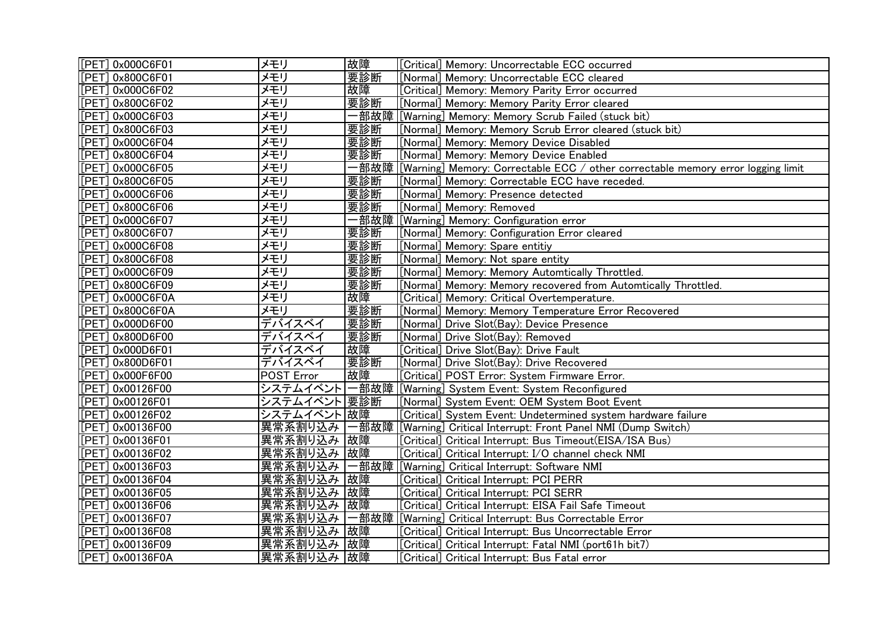| [PET] 0x000C6F01 | メモリ | 故障 | [Critical] Memory: Uncorrectable ECC occurred |
|---|---|---|---|
| [PET] 0x800C6F01 | メモリ | 要診断 | [Normal] Memory: Uncorrectable ECC cleared |
| [PET] 0x000C6F02 | メモリ | 故障 | [Critical] Memory: Memory Parity Error occurred |
| [PET] 0x800C6F02 | メモリ | 要診断 | [Normal] Memory: Memory Parity Error cleared |
| [PET] 0x000C6F03 | メモリ | 一部故障 | [Warning] Memory: Memory Scrub Failed (stuck bit) |
| [PET] 0x800C6F03 | メモリ | 要診断 | [Normal] Memory: Memory Scrub Error cleared (stuck bit) |
| [PET] 0x000C6F04 | メモリ | 要診断 | [Normal] Memory: Memory Device Disabled |
| [PET] 0x800C6F04 | メモリ | 要診断 | [Normal] Memory: Memory Device Enabled |
| [PET] 0x000C6F05 | メモリ | 一部故障 | [Warning] Memory: Correctable ECC / other correctable memory error logging limit |
| [PET] 0x800C6F05 | メモリ | 要診断 | [Normal] Memory: Correctable ECC have receded. |
| [PET] 0x000C6F06 | メモリ | 要診断 | [Normal] Memory: Presence detected |
| [PET] 0x800C6F06 | メモリ | 要診断 | [Normal] Memory: Removed |
| [PET] 0x000C6F07 | メモリ | 一部故障 | [Warning] Memory: Configuration error |
| [PET] 0x800C6F07 | メモリ | 要診断 | [Normal] Memory: Configuration Error cleared |
| [PET] 0x000C6F08 | メモリ | 要診断 | [Normal] Memory: Spare entitiy |
| [PET] 0x800C6F08 | メモリ | 要診断 | [Normal] Memory: Not spare entity |
| [PET] 0x000C6F09 | メモリ | 要診断 | [Normal] Memory: Memory Automtically Throttled. |
| [PET] 0x800C6F09 | メモリ | 要診断 | [Normal] Memory: Memory recovered from Automtically Throttled. |
| [PET] 0x000C6F0A | メモリ | 故障 | [Critical] Memory: Critical Overtemperature. |
| [PET] 0x800C6F0A | メモリ | 要診断 | [Normal] Memory: Memory Temperature Error Recovered |
| [PET] 0x000D6F00 | デバイスベイ | 要診断 | [Normal] Drive Slot(Bay): Device Presence |
| [PET] 0x800D6F00 | デバイスベイ | 要診断 | [Normal] Drive Slot(Bay): Removed |
| [PET] 0x000D6F01 | デバイスベイ | 故障 | [Critical] Drive Slot(Bay): Drive Fault |
| [PET] 0x800D6F01 | デバイスベイ | 要診断 | [Normal] Drive Slot(Bay): Drive Recovered |
| [PET] 0x000F6F00 | POST Error | 故障 | [Critical] POST Error: System Firmware Error. |
| [PET] 0x00126F00 | システムイベント | 一部故障 | [Warning] System Event: System Reconfigured |
| [PET] 0x00126F01 | システムイベント | 要診断 | [Normal] System Event: OEM System Boot Event |
| [PET] 0x00126F02 | システムイベント | 故障 | [Critical] System Event: Undetermined system hardware failure |
| [PET] 0x00136F00 | 異常系割り込み | 一部故障 | [Warning] Critical Interrupt: Front Panel NMI (Dump Switch) |
| [PET] 0x00136F01 | 異常系割り込み | 故障 | [Critical] Critical Interrupt: Bus Timeout(EISA/ISA Bus) |
| [PET] 0x00136F02 | 異常系割り込み | 故障 | [Critical] Critical Interrupt: I/O channel check NMI |
| [PET] 0x00136F03 | 異常系割り込み | 一部故障 | [Warning] Critical Interrupt: Software NMI |
| [PET] 0x00136F04 | 異常系割り込み | 故障 | [Critical] Critical Interrupt: PCI PERR |
| [PET] 0x00136F05 | 異常系割り込み | 故障 | [Critical] Critical Interrupt: PCI SERR |
| [PET] 0x00136F06 | 異常系割り込み | 故障 | [Critical] Critical Interrupt: EISA Fail Safe Timeout |
| [PET] 0x00136F07 | 異常系割り込み | 一部故障 | [Warning] Critical Interrupt: Bus Correctable Error |
| [PET] 0x00136F08 | 異常系割り込み | 故障 | [Critical] Critical Interrupt: Bus Uncorrectable Error |
| [PET] 0x00136F09 | 異常系割り込み | 故障 | [Critical] Critical Interrupt: Fatal NMI (port61h bit7) |
| [PET] 0x00136F0A | 異常系割り込み | 故障 | [Critical] Critical Interrupt: Bus Fatal error |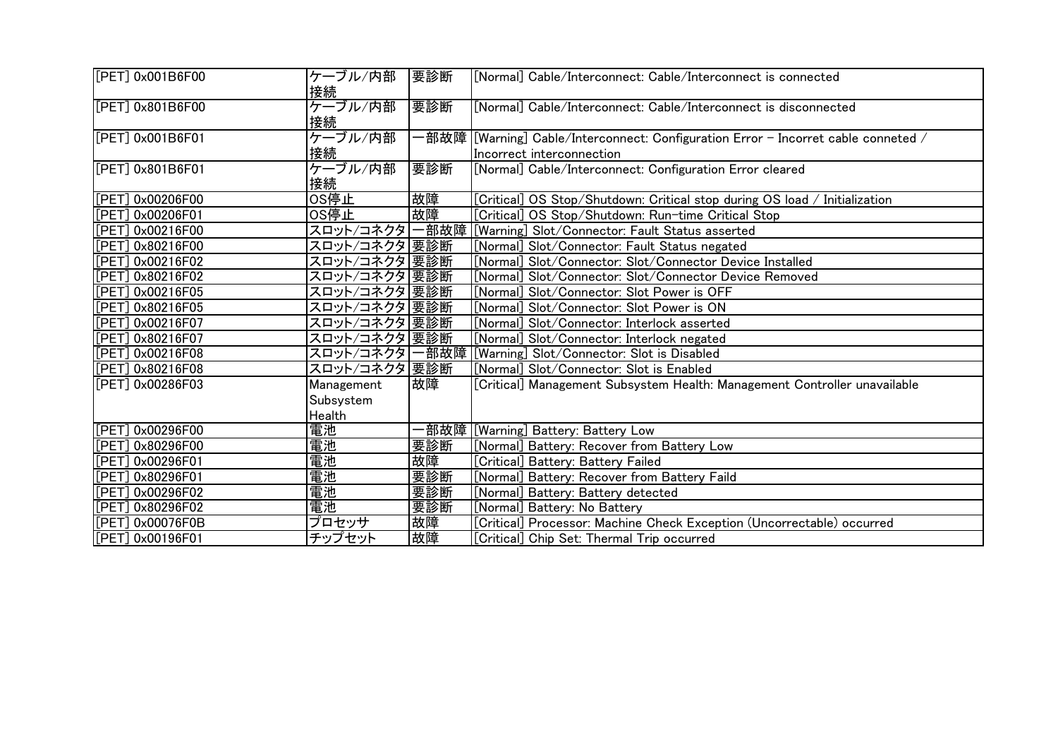| [PET] 0x001B6F00 | ケーブル/内部接続 | 要診断 | [Normal] Cable/Interconnect: Cable/Interconnect is connected |
| --- | --- | --- | --- |
| [PET] 0x801B6F00 | ケーブル/内部接続 | 要診断 | [Normal] Cable/Interconnect: Cable/Interconnect is disconnected |
| [PET] 0x001B6F01 | ケーブル/内部接続 | 一部故障 | [Warning] Cable/Interconnect: Configuration Error - Incorret cable conneted / Incorrect interconnection |
| [PET] 0x801B6F01 | ケーブル/内部接続 | 要診断 | [Normal] Cable/Interconnect: Configuration Error cleared |
| [PET] 0x00206F00 | OS停止 | 故障 | [Critical] OS Stop/Shutdown: Critical stop during OS load / Initialization |
| [PET] 0x00206F01 | OS停止 | 故障 | [Critical] OS Stop/Shutdown: Run-time Critical Stop |
| [PET] 0x00216F00 | スロット/コネクタ | 一部故障 | [Warning] Slot/Connector: Fault Status asserted |
| [PET] 0x80216F00 | スロット/コネクタ | 要診断 | [Normal] Slot/Connector: Fault Status negated |
| [PET] 0x00216F02 | スロット/コネクタ | 要診断 | [Normal] Slot/Connector: Slot/Connector Device Installed |
| [PET] 0x80216F02 | スロット/コネクタ | 要診断 | [Normal] Slot/Connector: Slot/Connector Device Removed |
| [PET] 0x00216F05 | スロット/コネクタ | 要診断 | [Normal] Slot/Connector: Slot Power is OFF |
| [PET] 0x80216F05 | スロット/コネクタ | 要診断 | [Normal] Slot/Connector: Slot Power is ON |
| [PET] 0x00216F07 | スロット/コネクタ | 要診断 | [Normal] Slot/Connector: Interlock asserted |
| [PET] 0x80216F07 | スロット/コネクタ | 要診断 | [Normal] Slot/Connector: Interlock negated |
| [PET] 0x00216F08 | スロット/コネクタ | 一部故障 | [Warning] Slot/Connector: Slot is Disabled |
| [PET] 0x80216F08 | スロット/コネクタ | 要診断 | [Normal] Slot/Connector: Slot is Enabled |
| [PET] 0x00286F03 | Management Subsystem Health | 故障 | [Critical] Management Subsystem Health: Management Controller unavailable |
| [PET] 0x00296F00 | 電池 | 一部故障 | [Warning] Battery: Battery Low |
| [PET] 0x80296F00 | 電池 | 要診断 | [Normal] Battery: Recover from Battery Low |
| [PET] 0x00296F01 | 電池 | 故障 | [Critical] Battery: Battery Failed |
| [PET] 0x80296F01 | 電池 | 要診断 | [Normal] Battery: Recover from Battery Faild |
| [PET] 0x00296F02 | 電池 | 要診断 | [Normal] Battery: Battery detected |
| [PET] 0x80296F02 | 電池 | 要診断 | [Normal] Battery: No Battery |
| [PET] 0x00076F0B | プロセッサ | 故障 | [Critical] Processor: Machine Check Exception (Uncorrectable) occurred |
| [PET] 0x00196F01 | チップセット | 故障 | [Critical] Chip Set: Thermal Trip occurred |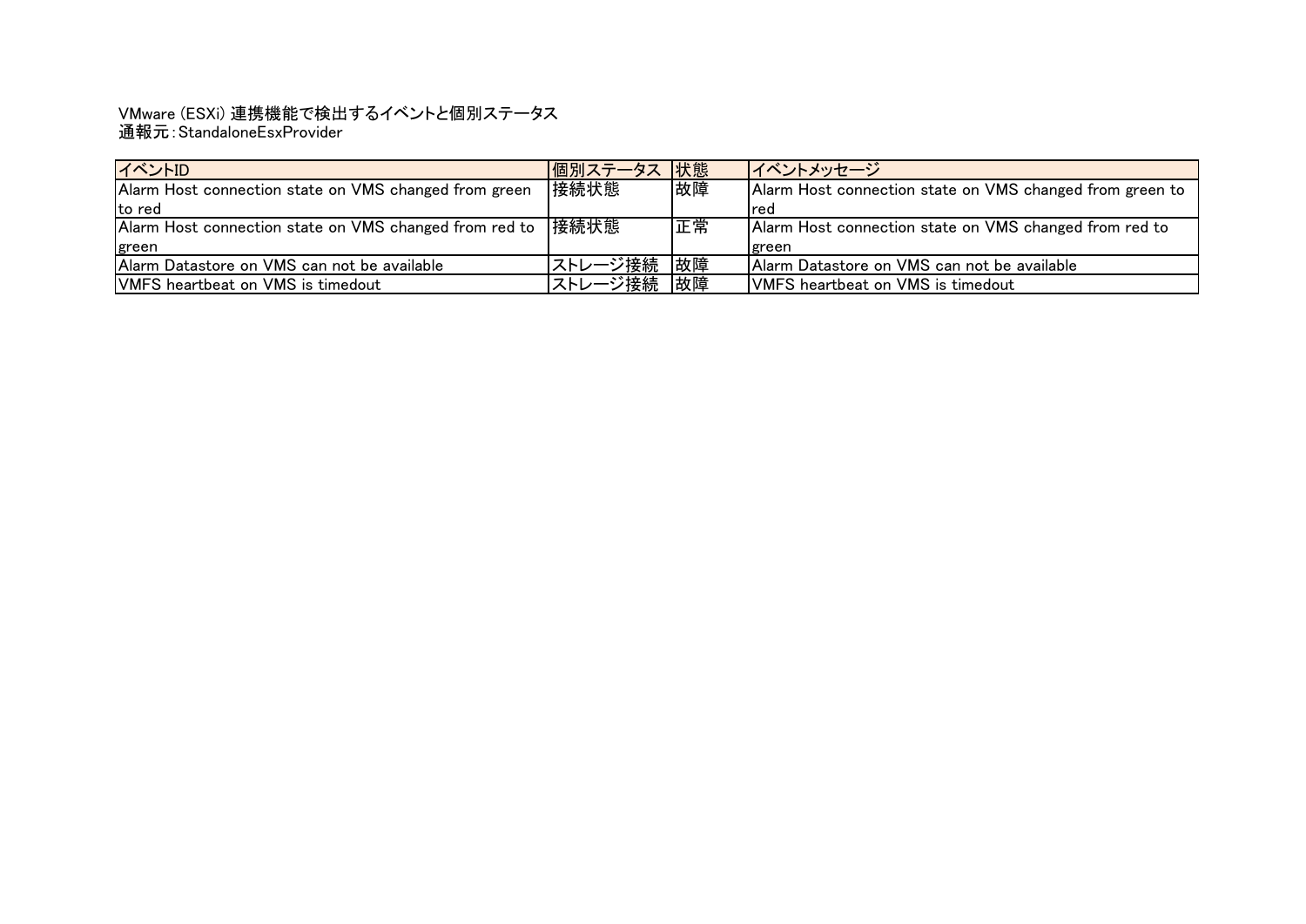VMware (ESXi) 連携機能で検出するイベントと個別ステータス
通報元：StandaloneEsxProvider

| イベントID | 個別ステータス | 状態 | イベントメッセージ |
| --- | --- | --- | --- |
| Alarm Host connection state on VMS changed from green to red | 接続状態 | 故障 | Alarm Host connection state on VMS changed from green to red |
| Alarm Host connection state on VMS changed from red to green | 接続状態 | 正常 | Alarm Host connection state on VMS changed from red to green |
| Alarm Datastore on VMS can not be available | ストレージ接続 | 故障 | Alarm Datastore on VMS can not be available |
| VMFS heartbeat on VMS is timedout | ストレージ接続 | 故障 | VMFS heartbeat on VMS is timedout |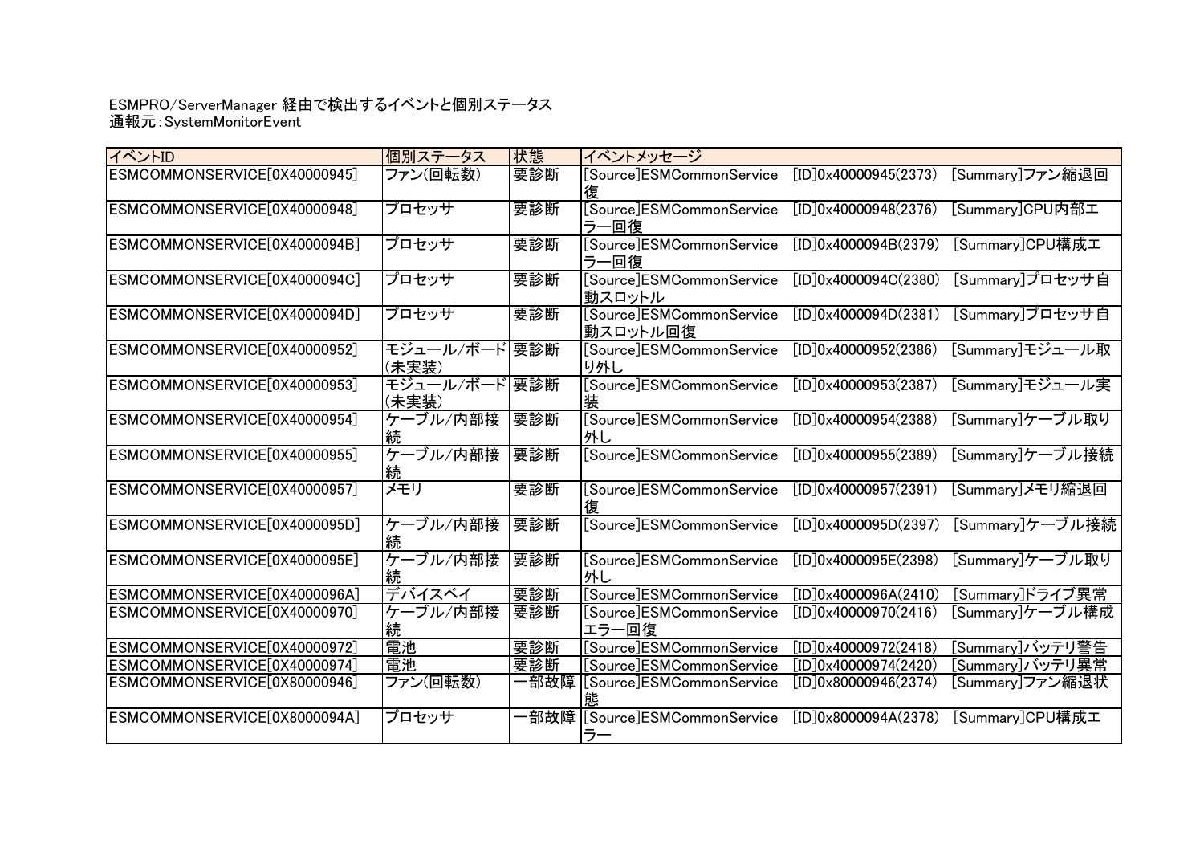ESMPRO/ServerManager 経由で検出するイベントと個別ステータス
通報元：SystemMonitorEvent

| イベントID | 個別ステータス | 状態 | イベントメッセージ |
| --- | --- | --- | --- |
| ESMCOMMONSERVICE[0X40000945] | ファン(回転数) | 要診断 | [Source]ESMCommonService [ID]0x40000945(2373) [Summary]ファン縮退回復 |
| ESMCOMMONSERVICE[0X40000948] | プロセッサ | 要診断 | [Source]ESMCommonService [ID]0x40000948(2376) [Summary]CPU内部エラー回復 |
| ESMCOMMONSERVICE[0X4000094B] | プロセッサ | 要診断 | [Source]ESMCommonService [ID]0x4000094B(2379) [Summary]CPU構成エラー回復 |
| ESMCOMMONSERVICE[0X4000094C] | プロセッサ | 要診断 | [Source]ESMCommonService [ID]0x4000094C(2380) [Summary]プロセッサ自動スロットル |
| ESMCOMMONSERVICE[0X4000094D] | プロセッサ | 要診断 | [Source]ESMCommonService [ID]0x4000094D(2381) [Summary]プロセッサ自動スロットル回復 |
| ESMCOMMONSERVICE[0X40000952] | モジュール/ボード(未実装) | 要診断 | [Source]ESMCommonService [ID]0x40000952(2386) [Summary]モジュール取り外し |
| ESMCOMMONSERVICE[0X40000953] | モジュール/ボード(未実装) | 要診断 | [Source]ESMCommonService [ID]0x40000953(2387) [Summary]モジュール実装 |
| ESMCOMMONSERVICE[0X40000954] | ケーブル/内部接続 | 要診断 | [Source]ESMCommonService [ID]0x40000954(2388) [Summary]ケーブル取り外し |
| ESMCOMMONSERVICE[0X40000955] | ケーブル/内部接続 | 要診断 | [Source]ESMCommonService [ID]0x40000955(2389) [Summary]ケーブル接続 |
| ESMCOMMONSERVICE[0X40000957] | メモリ | 要診断 | [Source]ESMCommonService [ID]0x40000957(2391) [Summary]メモリ縮退回復 |
| ESMCOMMONSERVICE[0X4000095D] | ケーブル/内部接続 | 要診断 | [Source]ESMCommonService [ID]0x4000095D(2397) [Summary]ケーブル接続 |
| ESMCOMMONSERVICE[0X4000095E] | ケーブル/内部接続 | 要診断 | [Source]ESMCommonService [ID]0x4000095E(2398) [Summary]ケーブル取り外し |
| ESMCOMMONSERVICE[0X4000096A] | デバイスベイ | 要診断 | [Source]ESMCommonService [ID]0x4000096A(2410) [Summary]ドライブ異常 |
| ESMCOMMONSERVICE[0X40000970] | ケーブル/内部接続 | 要診断 | [Source]ESMCommonService [ID]0x40000970(2416) [Summary]ケーブル構成エラー回復 |
| ESMCOMMONSERVICE[0X40000972] | 電池 | 要診断 | [Source]ESMCommonService [ID]0x40000972(2418) [Summary]バッテリ警告 |
| ESMCOMMONSERVICE[0X40000974] | 電池 | 要診断 | [Source]ESMCommonService [ID]0x40000974(2420) [Summary]バッテリ異常 |
| ESMCOMMONSERVICE[0X80000946] | ファン(回転数) | 一部故障 | [Source]ESMCommonService [ID]0x80000946(2374) [Summary]ファン縮退状態 |
| ESMCOMMONSERVICE[0X8000094A] | プロセッサ | 一部故障 | [Source]ESMCommonService [ID]0x8000094A(2378) [Summary]CPU構成エラー |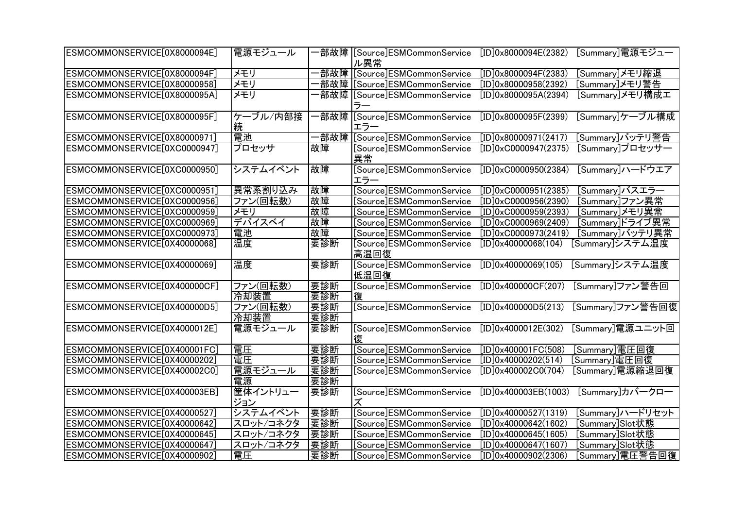| | | | |
|---|---|---|---|
| ESMCOMMONSERVICE[0X8000094E] | 電源モジュール | 一部故障 | [Source]ESMCommonService [ID]0x8000094E(2382) [Summary]電源モジュール異常 |
| ESMCOMMONSERVICE[0X8000094F] | メモリ | 一部故障 | [Source]ESMCommonService [ID]0x8000094F(2383) [Summary]メモリ縮退 |
| ESMCOMMONSERVICE[0X80000958] | メモリ | 一部故障 | [Source]ESMCommonService [ID]0x80000958(2392) [Summary]メモリ警告 |
| ESMCOMMONSERVICE[0X8000095A] | メモリ | 一部故障 | [Source]ESMCommonService [ID]0x8000095A(2394) [Summary]メモリ構成エラー |
| ESMCOMMONSERVICE[0X8000095F] | ケーブル/内部接続 | 一部故障 | [Source]ESMCommonService [ID]0x8000095F(2399) [Summary]ケーブル構成エラー |
| ESMCOMMONSERVICE[0X80000971] | 電池 | 一部故障 | [Source]ESMCommonService [ID]0x80000971(2417) [Summary]バッテリ警告 |
| ESMCOMMONSERVICE[0XC0000947] | プロセッサ | 故障 | [Source]ESMCommonService [ID]0xC0000947(2375) [Summary]プロセッサー異常 |
| ESMCOMMONSERVICE[0XC0000950] | システムイベント | 故障 | [Source]ESMCommonService [ID]0xC0000950(2384) [Summary]ハードウエアエラー |
| ESMCOMMONSERVICE[0XC0000951] | 異常系割り込み | 故障 | [Source]ESMCommonService [ID]0xC0000951(2385) [Summary]バスエラー |
| ESMCOMMONSERVICE[0XC0000956] | ファン(回転数) | 故障 | [Source]ESMCommonService [ID]0xC0000956(2390) [Summary]ファン異常 |
| ESMCOMMONSERVICE[0XC0000959] | メモリ | 故障 | [Source]ESMCommonService [ID]0xC0000959(2393) [Summary]メモリ異常 |
| ESMCOMMONSERVICE[0XC0000969] | デバイスベイ | 故障 | [Source]ESMCommonService [ID]0xC0000969(2409) [Summary]ドライブ異常 |
| ESMCOMMONSERVICE[0XC0000973] | 電池 | 故障 | [Source]ESMCommonService [ID]0xC0000973(2419) [Summary]バッテリ異常 |
| ESMCOMMONSERVICE[0X40000068] | 温度 | 要診断 | [Source]ESMCommonService [ID]0x40000068(104) [Summary]システム温度高温回復 |
| ESMCOMMONSERVICE[0X40000069] | 温度 | 要診断 | [Source]ESMCommonService [ID]0x40000069(105) [Summary]システム温度低温回復 |
| ESMCOMMONSERVICE[0X400000CF] | ファン(回転数)<br>冷却装置 | 要診断<br>要診断 | [Source]ESMCommonService [ID]0x400000CF(207) [Summary]ファン警告回復 |
| ESMCOMMONSERVICE[0X400000D5] | ファン(回転数)<br>冷却装置 | 要診断<br>要診断 | [Source]ESMCommonService [ID]0x400000D5(213) [Summary]ファン警告回復 |
| ESMCOMMONSERVICE[0X4000012E] | 電源モジュール | 要診断 | [Source]ESMCommonService [ID]0x4000012E(302) [Summary]電源ユニット回復 |
| ESMCOMMONSERVICE[0X400001FC] | 電圧 | 要診断 | [Source]ESMCommonService [ID]0x400001FC(508) [Summary]電圧回復 |
| ESMCOMMONSERVICE[0X40000202] | 電圧 | 要診断 | [Source]ESMCommonService [ID]0x40000202(514) [Summary]電圧回復 |
| ESMCOMMONSERVICE[0X400002C0] | 電源モジュール<br>電源 | 要診断<br>要診断 | [Source]ESMCommonService [ID]0x400002C0(704) [Summary]電源縮退回復 |
| ESMCOMMONSERVICE[0X400003EB] | 筐体イントリュージョン | 要診断 | [Source]ESMCommonService [ID]0x400003EB(1003) [Summary]カバークローズ |
| ESMCOMMONSERVICE[0X40000527] | システムイベント | 要診断 | [Source]ESMCommonService [ID]0x40000527(1319) [Summary]ハードリセット |
| ESMCOMMONSERVICE[0X40000642] | スロット/コネクタ | 要診断 | [Source]ESMCommonService [ID]0x40000642(1602) [Summary]Slot状態 |
| ESMCOMMONSERVICE[0X40000645] | スロット/コネクタ | 要診断 | [Source]ESMCommonService [ID]0x40000645(1605) [Summary]Slot状態 |
| ESMCOMMONSERVICE[0X40000647] | スロット/コネクタ | 要診断 | [Source]ESMCommonService [ID]0x40000647(1607) [Summary]Slot状態 |
| ESMCOMMONSERVICE[0X40000902] | 電圧 | 要診断 | [Source]ESMCommonService [ID]0x40000902(2306) [Summary]電圧警告回復 |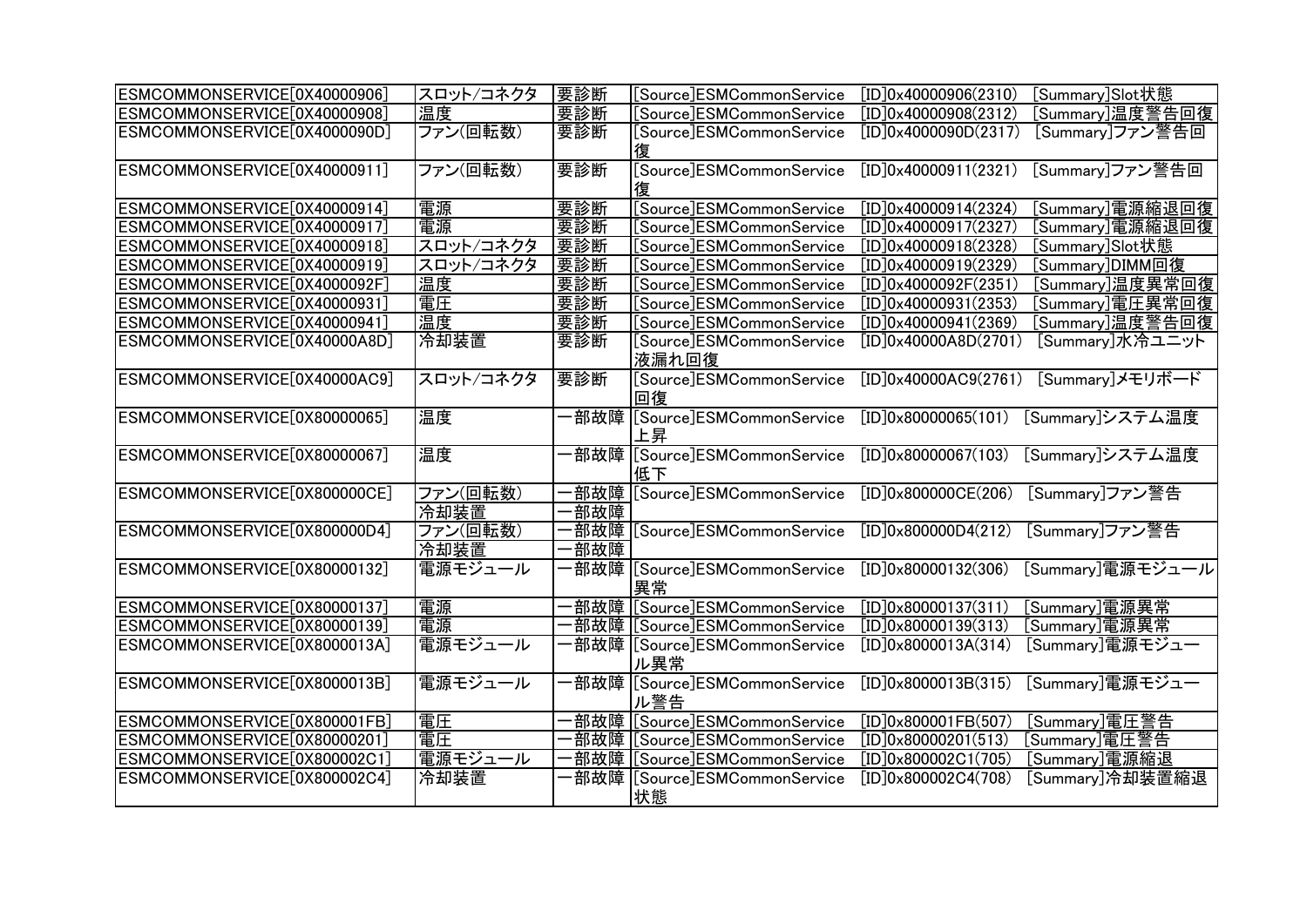| | | | |
|---|---|---|---|
| ESMCOMMONSERVICE[0X40000906] | スロット/コネクタ | 要診断 | [Source]ESMCommonService [ID]0x40000906(2310) [Summary]Slot状態 |
| ESMCOMMONSERVICE[0X40000908] | 温度 | 要診断 | [Source]ESMCommonService [ID]0x40000908(2312) [Summary]温度警告回復 |
| ESMCOMMONSERVICE[0X4000090D] | ファン(回転数) | 要診断 | [Source]ESMCommonService [ID]0x4000090D(2317) [Summary]ファン警告回復 |
| ESMCOMMONSERVICE[0X40000911] | ファン(回転数) | 要診断 | [Source]ESMCommonService [ID]0x40000911(2321) [Summary]ファン警告回復 |
| ESMCOMMONSERVICE[0X40000914] | 電源 | 要診断 | [Source]ESMCommonService [ID]0x40000914(2324) [Summary]電源縮退回復 |
| ESMCOMMONSERVICE[0X40000917] | 電源 | 要診断 | [Source]ESMCommonService [ID]0x40000917(2327) [Summary]電源縮退回復 |
| ESMCOMMONSERVICE[0X40000918] | スロット/コネクタ | 要診断 | [Source]ESMCommonService [ID]0x40000918(2328) [Summary]Slot状態 |
| ESMCOMMONSERVICE[0X40000919] | スロット/コネクタ | 要診断 | [Source]ESMCommonService [ID]0x40000919(2329) [Summary]DIMM回復 |
| ESMCOMMONSERVICE[0X4000092F] | 温度 | 要診断 | [Source]ESMCommonService [ID]0x4000092F(2351) [Summary]温度異常回復 |
| ESMCOMMONSERVICE[0X40000931] | 電圧 | 要診断 | [Source]ESMCommonService [ID]0x40000931(2353) [Summary]電圧異常回復 |
| ESMCOMMONSERVICE[0X40000941] | 温度 | 要診断 | [Source]ESMCommonService [ID]0x40000941(2369) [Summary]温度警告回復 |
| ESMCOMMONSERVICE[0X40000A8D] | 冷却装置 | 要診断 | [Source]ESMCommonService [ID]0x40000A8D(2701) [Summary]水冷ユニット液漏れ回復 |
| ESMCOMMONSERVICE[0X40000AC9] | スロット/コネクタ | 要診断 | [Source]ESMCommonService [ID]0x40000AC9(2761) [Summary]メモリボード回復 |
| ESMCOMMONSERVICE[0X80000065] | 温度 | 一部故障 | [Source]ESMCommonService [ID]0x80000065(101) [Summary]システム温度上昇 |
| ESMCOMMONSERVICE[0X80000067] | 温度 | 一部故障 | [Source]ESMCommonService [ID]0x80000067(103) [Summary]システム温度低下 |
| ESMCOMMONSERVICE[0X800000CE] | ファン(回転数)<br>冷却装置 | 一部故障<br>一部故障 | [Source]ESMCommonService [ID]0x800000CE(206) [Summary]ファン警告 |
| ESMCOMMONSERVICE[0X800000D4] | ファン(回転数)<br>冷却装置 | 一部故障<br>一部故障 | [Source]ESMCommonService [ID]0x800000D4(212) [Summary]ファン警告 |
| ESMCOMMONSERVICE[0X80000132] | 電源モジュール | 一部故障 | [Source]ESMCommonService [ID]0x80000132(306) [Summary]電源モジュール異常 |
| ESMCOMMONSERVICE[0X80000137] | 電源 | 一部故障 | [Source]ESMCommonService [ID]0x80000137(311) [Summary]電源異常 |
| ESMCOMMONSERVICE[0X80000139] | 電源 | 一部故障 | [Source]ESMCommonService [ID]0x80000139(313) [Summary]電源異常 |
| ESMCOMMONSERVICE[0X8000013A] | 電源モジュール | 一部故障 | [Source]ESMCommonService [ID]0x8000013A(314) [Summary]電源モジュール異常 |
| ESMCOMMONSERVICE[0X8000013B] | 電源モジュール | 一部故障 | [Source]ESMCommonService [ID]0x8000013B(315) [Summary]電源モジュール警告 |
| ESMCOMMONSERVICE[0X800001FB] | 電圧 | 一部故障 | [Source]ESMCommonService [ID]0x800001FB(507) [Summary]電圧警告 |
| ESMCOMMONSERVICE[0X80000201] | 電圧 | 一部故障 | [Source]ESMCommonService [ID]0x80000201(513) [Summary]電圧警告 |
| ESMCOMMONSERVICE[0X800002C1] | 電源モジュール | 一部故障 | [Source]ESMCommonService [ID]0x800002C1(705) [Summary]電源縮退 |
| ESMCOMMONSERVICE[0X800002C4] | 冷却装置 | 一部故障 | [Source]ESMCommonService [ID]0x800002C4(708) [Summary]冷却装置縮退状態 |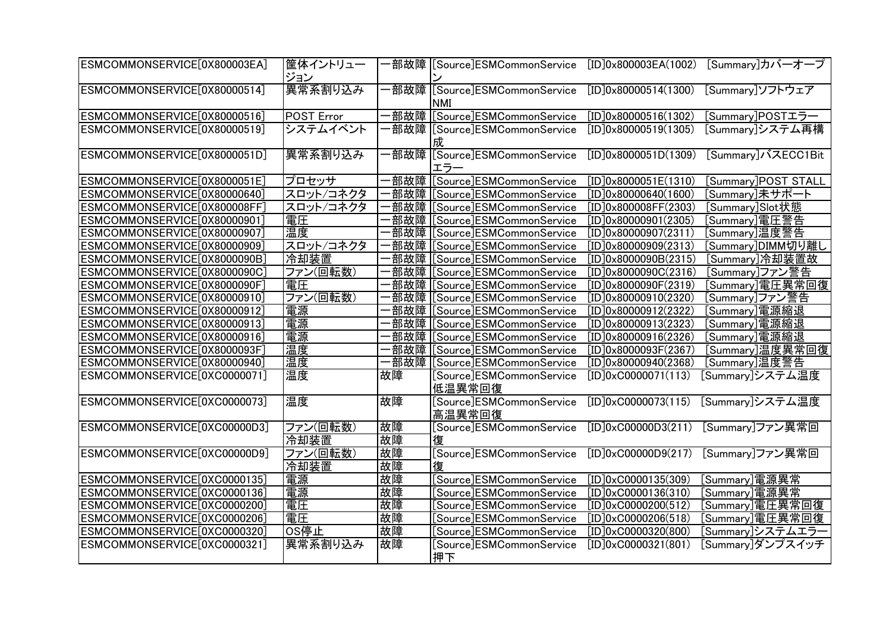| | | | |
|---|---|---|---|
| ESMCOMMONSERVICE[0X800003EA] | 筐体イントリュージョン | 一部故障 | [Source]ESMCommonService [ID]0x800003EA(1002) [Summary]カバーオープン |
| ESMCOMMONSERVICE[0X80000514] | 異常系割り込み | 一部故障 | [Source]ESMCommonService [ID]0x80000514(1300) [Summary]ソフトウェアNMI |
| ESMCOMMONSERVICE[0X80000516] | POST Error | 一部故障 | [Source]ESMCommonService [ID]0x80000516(1302) [Summary]POSTエラー |
| ESMCOMMONSERVICE[0X80000519] | システムイベント | 一部故障 | [Source]ESMCommonService [ID]0x80000519(1305) [Summary]システム再構成 |
| ESMCOMMONSERVICE[0X8000051D] | 異常系割り込み | 一部故障 | [Source]ESMCommonService [ID]0x8000051D(1309) [Summary]バスECC1Bitエラー |
| ESMCOMMONSERVICE[0X8000051E] | プロセッサ | 一部故障 | [Source]ESMCommonService [ID]0x8000051E(1310) [Summary]POST STALL |
| ESMCOMMONSERVICE[0X80000640] | スロット/コネクタ | 一部故障 | [Source]ESMCommonService [ID]0x80000640(1600) [Summary]未サポート |
| ESMCOMMONSERVICE[0X800008FF] | スロット/コネクタ | 一部故障 | [Source]ESMCommonService [ID]0x800008FF(2303) [Summary]Slot状態 |
| ESMCOMMONSERVICE[0X80000901] | 電圧 | 一部故障 | [Source]ESMCommonService [ID]0x80000901(2305) [Summary]電圧警告 |
| ESMCOMMONSERVICE[0X80000907] | 温度 | 一部故障 | [Source]ESMCommonService [ID]0x80000907(2311) [Summary]温度警告 |
| ESMCOMMONSERVICE[0X80000909] | スロット/コネクタ | 一部故障 | [Source]ESMCommonService [ID]0x80000909(2313) [Summary]DIMM切り離し |
| ESMCOMMONSERVICE[0X8000090B] | 冷却装置 | 一部故障 | [Source]ESMCommonService [ID]0x8000090B(2315) [Summary]冷却装置故 |
| ESMCOMMONSERVICE[0X8000090C] | ファン(回転数) | 一部故障 | [Source]ESMCommonService [ID]0x8000090C(2316) [Summary]ファン警告 |
| ESMCOMMONSERVICE[0X8000090F] | 電圧 | 一部故障 | [Source]ESMCommonService [ID]0x8000090F(2319) [Summary]電圧異常回復 |
| ESMCOMMONSERVICE[0X80000910] | ファン(回転数) | 一部故障 | [Source]ESMCommonService [ID]0x80000910(2320) [Summary]ファン警告 |
| ESMCOMMONSERVICE[0X80000912] | 電源 | 一部故障 | [Source]ESMCommonService [ID]0x80000912(2322) [Summary]電源縮退 |
| ESMCOMMONSERVICE[0X80000913] | 電源 | 一部故障 | [Source]ESMCommonService [ID]0x80000913(2323) [Summary]電源縮退 |
| ESMCOMMONSERVICE[0X80000916] | 電源 | 一部故障 | [Source]ESMCommonService [ID]0x80000916(2326) [Summary]電源縮退 |
| ESMCOMMONSERVICE[0X8000093F] | 温度 | 一部故障 | [Source]ESMCommonService [ID]0x8000093F(2367) [Summary]温度異常回復 |
| ESMCOMMONSERVICE[0X80000940] | 温度 | 一部故障 | [Source]ESMCommonService [ID]0x80000940(2368) [Summary]温度警告 |
| ESMCOMMONSERVICE[0XC0000071] | 温度 | 故障 | [Source]ESMCommonService [ID]0xC0000071(113) [Summary]システム温度低温異常回復 |
| ESMCOMMONSERVICE[0XC0000073] | 温度 | 故障 | [Source]ESMCommonService [ID]0xC0000073(115) [Summary]システム温度高温異常回復 |
| ESMCOMMONSERVICE[0XC00000D3] | ファン(回転数)<br>冷却装置 | 故障<br>故障 | [Source]ESMCommonService [ID]0xC00000D3(211) [Summary]ファン異常回復 |
| ESMCOMMONSERVICE[0XC00000D9] | ファン(回転数)<br>冷却装置 | 故障<br>故障 | [Source]ESMCommonService [ID]0xC00000D9(217) [Summary]ファン異常回復 |
| ESMCOMMONSERVICE[0XC0000135] | 電源 | 故障 | [Source]ESMCommonService [ID]0xC0000135(309) [Summary]電源異常 |
| ESMCOMMONSERVICE[0XC0000136] | 電源 | 故障 | [Source]ESMCommonService [ID]0xC0000136(310) [Summary]電源異常 |
| ESMCOMMONSERVICE[0XC0000200] | 電圧 | 故障 | [Source]ESMCommonService [ID]0xC0000200(512) [Summary]電圧異常回復 |
| ESMCOMMONSERVICE[0XC0000206] | 電圧 | 故障 | [Source]ESMCommonService [ID]0xC0000206(518) [Summary]電圧異常回復 |
| ESMCOMMONSERVICE[0XC0000320] | OS停止 | 故障 | [Source]ESMCommonService [ID]0xC0000320(800) [Summary]システムエラー |
| ESMCOMMONSERVICE[0XC0000321] | 異常系割り込み | 故障 | [Source]ESMCommonService [ID]0xC0000321(801) [Summary]ダンプスイッチ押下 |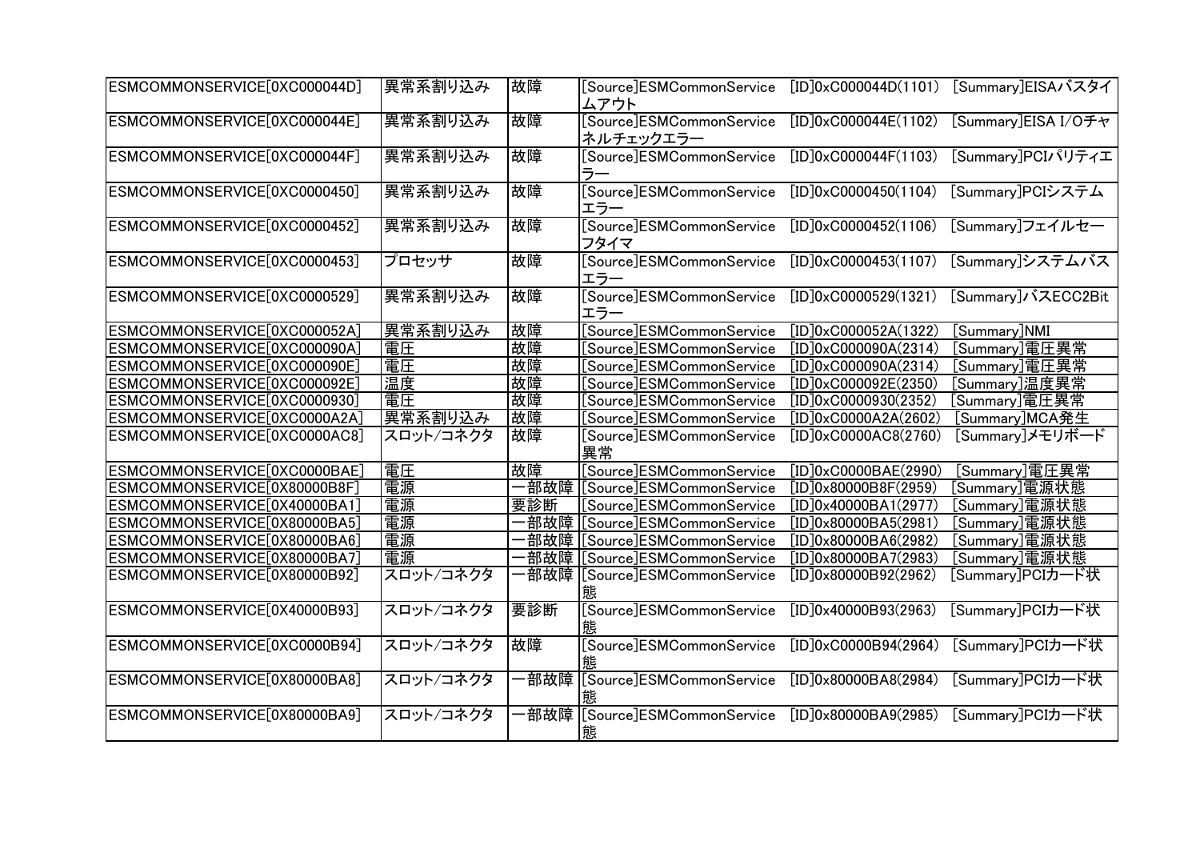| ESMCOMMONSERVICE[0XC000044D] | 異常系割り込み | 故障 | [Source]ESMCommonService　[ID]0xC000044D(1101)　[Summary]EISAバスタイムアウト |
|---|---|---|---|
| ESMCOMMONSERVICE[0XC000044E] | 異常系割り込み | 故障 | [Source]ESMCommonService　[ID]0xC000044E(1102)　[Summary]EISA I/Oチャネルチェックエラー |
| ESMCOMMONSERVICE[0XC000044F] | 異常系割り込み | 故障 | [Source]ESMCommonService　[ID]0xC000044F(1103)　[Summary]PCIパリティエラー |
| ESMCOMMONSERVICE[0XC0000450] | 異常系割り込み | 故障 | [Source]ESMCommonService　[ID]0xC0000450(1104)　[Summary]PCIシステムエラー |
| ESMCOMMONSERVICE[0XC0000452] | 異常系割り込み | 故障 | [Source]ESMCommonService　[ID]0xC0000452(1106)　[Summary]フェイルセーフタイマ |
| ESMCOMMONSERVICE[0XC0000453] | プロセッサ | 故障 | [Source]ESMCommonService　[ID]0xC0000453(1107)　[Summary]システムバスエラー |
| ESMCOMMONSERVICE[0XC0000529] | 異常系割り込み | 故障 | [Source]ESMCommonService　[ID]0xC0000529(1321)　[Summary]バスECC2Bitエラー |
| ESMCOMMONSERVICE[0XC000052A] | 異常系割り込み | 故障 | [Source]ESMCommonService　[ID]0xC000052A(1322)　[Summary]NMI |
| ESMCOMMONSERVICE[0XC000090A] | 電圧 | 故障 | [Source]ESMCommonService　[ID]0xC000090A(2314)　[Summary]電圧異常 |
| ESMCOMMONSERVICE[0XC000090E] | 電圧 | 故障 | [Source]ESMCommonService　[ID]0xC000090A(2314)　[Summary]電圧異常 |
| ESMCOMMONSERVICE[0XC000092E] | 温度 | 故障 | [Source]ESMCommonService　[ID]0xC000092E(2350)　[Summary]温度異常 |
| ESMCOMMONSERVICE[0XC0000930] | 電圧 | 故障 | [Source]ESMCommonService　[ID]0xC0000930(2352)　[Summary]電圧異常 |
| ESMCOMMONSERVICE[0XC0000A2A] | 異常系割り込み | 故障 | [Source]ESMCommonService　[ID]0xC0000A2A(2602)　[Summary]MCA発生 |
| ESMCOMMONSERVICE[0XC0000AC8] | スロット/コネクタ | 故障 | [Source]ESMCommonService　[ID]0xC0000AC8(2760)　[Summary]メモリボード異常 |
| ESMCOMMONSERVICE[0XC0000BAE] | 電圧 | 故障 | [Source]ESMCommonService　[ID]0xC0000BAE(2990)　[Summary]電圧異常 |
| ESMCOMMONSERVICE[0X80000B8F] | 電源 | 一部故障 | [Source]ESMCommonService　[ID]0x80000B8F(2959)　[Summary]電源状態 |
| ESMCOMMONSERVICE[0X40000BA1] | 電源 | 要診断 | [Source]ESMCommonService　[ID]0x40000BA1(2977)　[Summary]電源状態 |
| ESMCOMMONSERVICE[0X80000BA5] | 電源 | 一部故障 | [Source]ESMCommonService　[ID]0x80000BA5(2981)　[Summary]電源状態 |
| ESMCOMMONSERVICE[0X80000BA6] | 電源 | 一部故障 | [Source]ESMCommonService　[ID]0x80000BA6(2982)　[Summary]電源状態 |
| ESMCOMMONSERVICE[0X80000BA7] | 電源 | 一部故障 | [Source]ESMCommonService　[ID]0x80000BA7(2983)　[Summary]電源状態 |
| ESMCOMMONSERVICE[0X80000B92] | スロット/コネクタ | 一部故障 | [Source]ESMCommonService　[ID]0x80000B92(2962)　[Summary]PCIカード状態 |
| ESMCOMMONSERVICE[0X40000B93] | スロット/コネクタ | 要診断 | [Source]ESMCommonService　[ID]0x40000B93(2963)　[Summary]PCIカード状態 |
| ESMCOMMONSERVICE[0XC0000B94] | スロット/コネクタ | 故障 | [Source]ESMCommonService　[ID]0xC0000B94(2964)　[Summary]PCIカード状態 |
| ESMCOMMONSERVICE[0X80000BA8] | スロット/コネクタ | 一部故障 | [Source]ESMCommonService　[ID]0x80000BA8(2984)　[Summary]PCIカード状態 |
| ESMCOMMONSERVICE[0X80000BA9] | スロット/コネクタ | 一部故障 | [Source]ESMCommonService　[ID]0x80000BA9(2985)　[Summary]PCIカード状態 |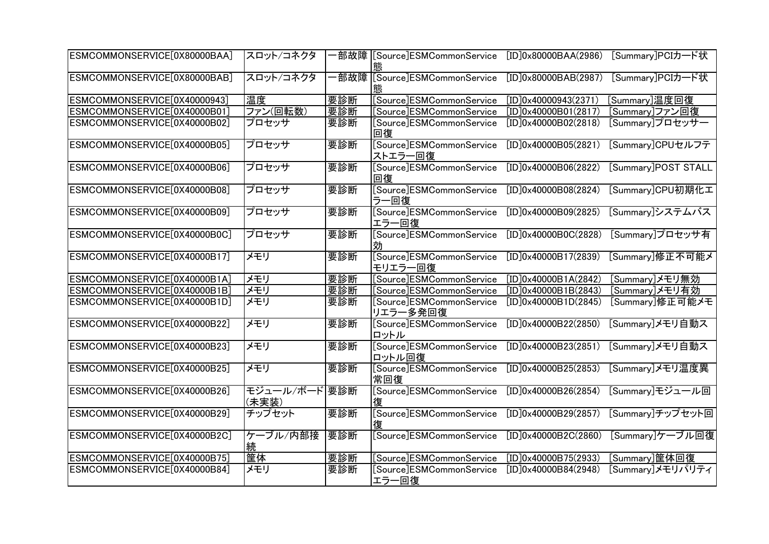| | | | |
|---|---|---|---|
| ESMCOMMONSERVICE[0X80000BAA] | スロット/コネクタ | 一部故障 | [Source]ESMCommonService　[ID]0x80000BAA(2986)　[Summary]PCIカード状態 |
| ESMCOMMONSERVICE[0X80000BAB] | スロット/コネクタ | 一部故障 | [Source]ESMCommonService　[ID]0x80000BAB(2987)　[Summary]PCIカード状態 |
| ESMCOMMONSERVICE[0X40000943] | 温度 | 要診断 | [Source]ESMCommonService　[ID]0x40000943(2371)　[Summary]温度回復 |
| ESMCOMMONSERVICE[0X40000B01] | ファン(回転数) | 要診断 | [Source]ESMCommonService　[ID]0x40000B01(2817)　[Summary]ファン回復 |
| ESMCOMMONSERVICE[0X40000B02] | プロセッサ | 要診断 | [Source]ESMCommonService　[ID]0x40000B02(2818)　[Summary]プロセッサー回復 |
| ESMCOMMONSERVICE[0X40000B05] | プロセッサ | 要診断 | [Source]ESMCommonService　[ID]0x40000B05(2821)　[Summary]CPUセルフテストエラー回復 |
| ESMCOMMONSERVICE[0X40000B06] | プロセッサ | 要診断 | [Source]ESMCommonService　[ID]0x40000B06(2822)　[Summary]POST STALL回復 |
| ESMCOMMONSERVICE[0X40000B08] | プロセッサ | 要診断 | [Source]ESMCommonService　[ID]0x40000B08(2824)　[Summary]CPU初期化エラー回復 |
| ESMCOMMONSERVICE[0X40000B09] | プロセッサ | 要診断 | [Source]ESMCommonService　[ID]0x40000B09(2825)　[Summary]システムバスエラー回復 |
| ESMCOMMONSERVICE[0X40000B0C] | プロセッサ | 要診断 | [Source]ESMCommonService　[ID]0x40000B0C(2828)　[Summary]プロセッサ有効 |
| ESMCOMMONSERVICE[0X40000B17] | メモリ | 要診断 | [Source]ESMCommonService　[ID]0x40000B17(2839)　[Summary]修正不可能メモリエラー回復 |
| ESMCOMMONSERVICE[0X40000B1A] | メモリ | 要診断 | [Source]ESMCommonService　[ID]0x40000B1A(2842)　[Summary]メモリ無効 |
| ESMCOMMONSERVICE[0X40000B1B] | メモリ | 要診断 | [Source]ESMCommonService　[ID]0x40000B1B(2843)　[Summary]メモリ有効 |
| ESMCOMMONSERVICE[0X40000B1D] | メモリ | 要診断 | [Source]ESMCommonService　[ID]0x40000B1D(2845)　[Summary]修正可能メモリエラー多発回復 |
| ESMCOMMONSERVICE[0X40000B22] | メモリ | 要診断 | [Source]ESMCommonService　[ID]0x40000B22(2850)　[Summary]メモリ自動スロットル |
| ESMCOMMONSERVICE[0X40000B23] | メモリ | 要診断 | [Source]ESMCommonService　[ID]0x40000B23(2851)　[Summary]メモリ自動スロットル回復 |
| ESMCOMMONSERVICE[0X40000B25] | メモリ | 要診断 | [Source]ESMCommonService　[ID]0x40000B25(2853)　[Summary]メモリ温度異常回復 |
| ESMCOMMONSERVICE[0X40000B26] | モジュール/ボード(未実装) | 要診断 | [Source]ESMCommonService　[ID]0x40000B26(2854)　[Summary]モジュール回復 |
| ESMCOMMONSERVICE[0X40000B29] | チップセット | 要診断 | [Source]ESMCommonService　[ID]0x40000B29(2857)　[Summary]チップセット回復 |
| ESMCOMMONSERVICE[0X40000B2C] | ケーブル/内部接続 | 要診断 | [Source]ESMCommonService　[ID]0x40000B2C(2860)　[Summary]ケーブル回復 |
| ESMCOMMONSERVICE[0X40000B75] | 筐体 | 要診断 | [Source]ESMCommonService　[ID]0x40000B75(2933)　[Summary]筐体回復 |
| ESMCOMMONSERVICE[0X40000B84] | メモリ | 要診断 | [Source]ESMCommonService　[ID]0x40000B84(2948)　[Summary]メモリパリティエラー回復 |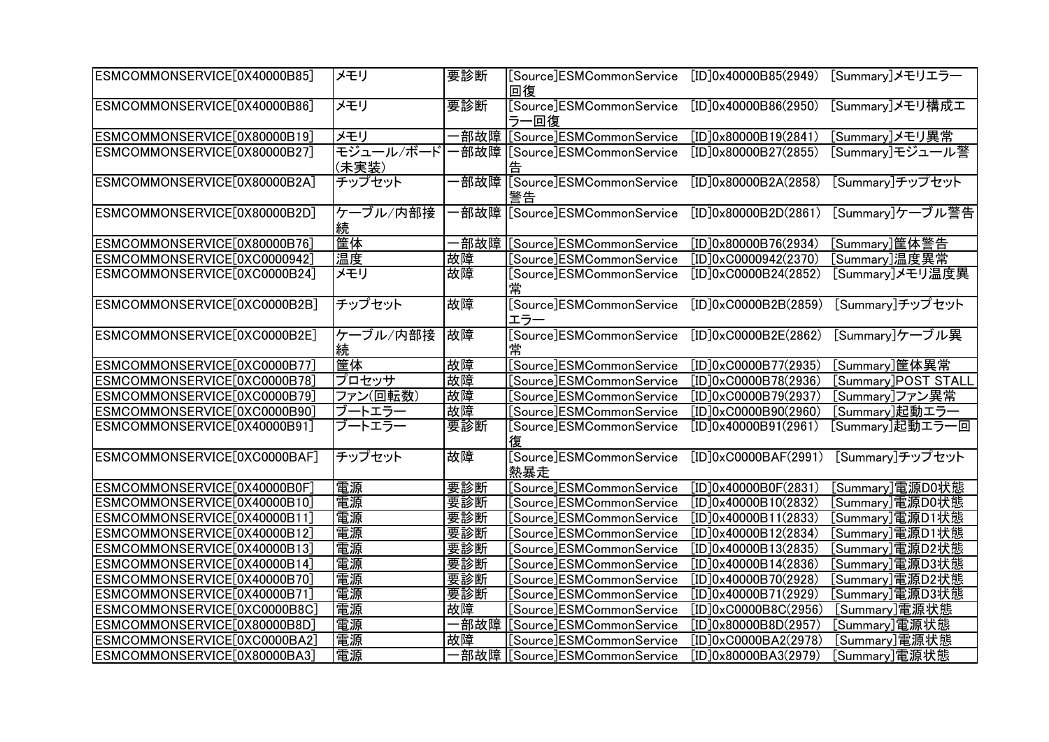| | | | |
|---|---|---|---|
| ESMCOMMONSERVICE[0X40000B85] | メモリ | 要診断 | [Source]ESMCommonService　[ID]0x40000B85(2949)　[Summary]メモリエラー回復 |
| ESMCOMMONSERVICE[0X40000B86] | メモリ | 要診断 | [Source]ESMCommonService　[ID]0x40000B86(2950)　[Summary]メモリ構成エラー回復 |
| ESMCOMMONSERVICE[0X80000B19] | メモリ | 一部故障 | [Source]ESMCommonService　[ID]0x80000B19(2841)　[Summary]メモリ異常 |
| ESMCOMMONSERVICE[0X80000B27] | モジュール/ボード(未実装) | 一部故障 | [Source]ESMCommonService　[ID]0x80000B27(2855)　[Summary]モジュール警告 |
| ESMCOMMONSERVICE[0X80000B2A] | チップセット | 一部故障 | [Source]ESMCommonService　[ID]0x80000B2A(2858)　[Summary]チップセット警告 |
| ESMCOMMONSERVICE[0X80000B2D] | ケーブル/内部接続 | 一部故障 | [Source]ESMCommonService　[ID]0x80000B2D(2861)　[Summary]ケーブル警告 |
| ESMCOMMONSERVICE[0X80000B76] | 筐体 | 一部故障 | [Source]ESMCommonService　[ID]0x80000B76(2934)　[Summary]筐体警告 |
| ESMCOMMONSERVICE[0XC0000942] | 温度 | 故障 | [Source]ESMCommonService　[ID]0xC0000942(2370)　[Summary]温度異常 |
| ESMCOMMONSERVICE[0XC0000B24] | メモリ | 故障 | [Source]ESMCommonService　[ID]0xC0000B24(2852)　[Summary]メモリ温度異常 |
| ESMCOMMONSERVICE[0XC0000B2B] | チップセット | 故障 | [Source]ESMCommonService　[ID]0xC0000B2B(2859)　[Summary]チップセットエラー |
| ESMCOMMONSERVICE[0XC0000B2E] | ケーブル/内部接続 | 故障 | [Source]ESMCommonService　[ID]0xC0000B2E(2862)　[Summary]ケーブル異常 |
| ESMCOMMONSERVICE[0XC0000B77] | 筐体 | 故障 | [Source]ESMCommonService　[ID]0xC0000B77(2935)　[Summary]筐体異常 |
| ESMCOMMONSERVICE[0XC0000B78] | プロセッサ | 故障 | [Source]ESMCommonService　[ID]0xC0000B78(2936)　[Summary]POST STALL |
| ESMCOMMONSERVICE[0XC0000B79] | ファン(回転数) | 故障 | [Source]ESMCommonService　[ID]0xC0000B79(2937)　[Summary]ファン異常 |
| ESMCOMMONSERVICE[0XC0000B90] | ブートエラー | 故障 | [Source]ESMCommonService　[ID]0xC0000B90(2960)　[Summary]起動エラー |
| ESMCOMMONSERVICE[0X40000B91] | ブートエラー | 要診断 | [Source]ESMCommonService　[ID]0x40000B91(2961)　[Summary]起動エラー回復 |
| ESMCOMMONSERVICE[0XC0000BAF] | チップセット | 故障 | [Source]ESMCommonService　[ID]0xC0000BAF(2991)　[Summary]チップセット熱暴走 |
| ESMCOMMONSERVICE[0X40000B0F] | 電源 | 要診断 | [Source]ESMCommonService　[ID]0x40000B0F(2831)　[Summary]電源D0状態 |
| ESMCOMMONSERVICE[0X40000B10] | 電源 | 要診断 | [Source]ESMCommonService　[ID]0x40000B10(2832)　[Summary]電源D0状態 |
| ESMCOMMONSERVICE[0X40000B11] | 電源 | 要診断 | [Source]ESMCommonService　[ID]0x40000B11(2833)　[Summary]電源D1状態 |
| ESMCOMMONSERVICE[0X40000B12] | 電源 | 要診断 | [Source]ESMCommonService　[ID]0x40000B12(2834)　[Summary]電源D1状態 |
| ESMCOMMONSERVICE[0X40000B13] | 電源 | 要診断 | [Source]ESMCommonService　[ID]0x40000B13(2835)　[Summary]電源D2状態 |
| ESMCOMMONSERVICE[0X40000B14] | 電源 | 要診断 | [Source]ESMCommonService　[ID]0x40000B14(2836)　[Summary]電源D3状態 |
| ESMCOMMONSERVICE[0X40000B70] | 電源 | 要診断 | [Source]ESMCommonService　[ID]0x40000B70(2928)　[Summary]電源D2状態 |
| ESMCOMMONSERVICE[0X40000B71] | 電源 | 要診断 | [Source]ESMCommonService　[ID]0x40000B71(2929)　[Summary]電源D3状態 |
| ESMCOMMONSERVICE[0XC0000B8C] | 電源 | 故障 | [Source]ESMCommonService　[ID]0xC0000B8C(2956)　[Summary]電源状態 |
| ESMCOMMONSERVICE[0X80000B8D] | 電源 | 一部故障 | [Source]ESMCommonService　[ID]0x80000B8D(2957)　[Summary]電源状態 |
| ESMCOMMONSERVICE[0XC0000BA2] | 電源 | 故障 | [Source]ESMCommonService　[ID]0xC0000BA2(2978)　[Summary]電源状態 |
| ESMCOMMONSERVICE[0X80000BA3] | 電源 | 一部故障 | [Source]ESMCommonService　[ID]0x80000BA3(2979)　[Summary]電源状態 |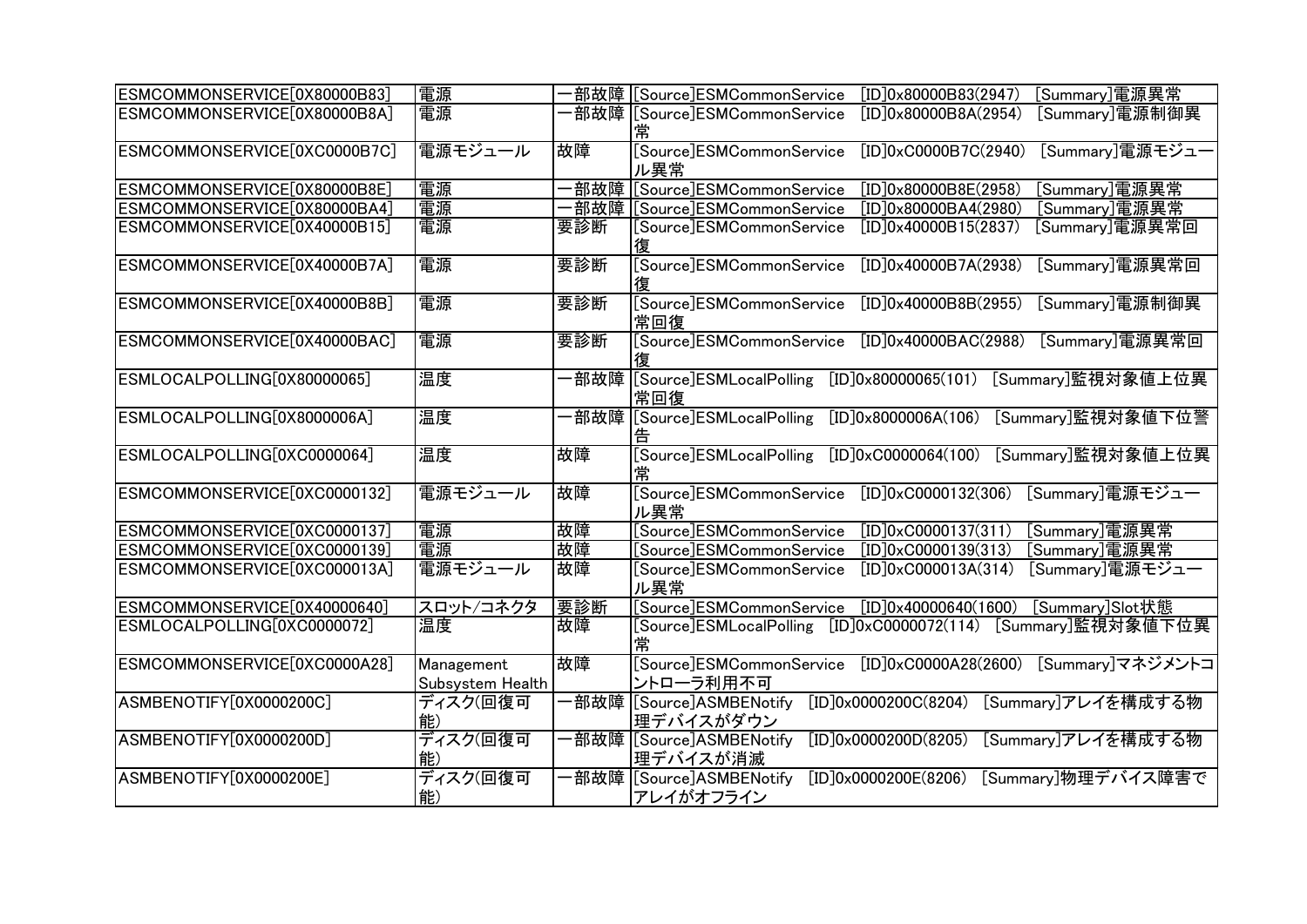| ESMCOMMONSERVICE[0X80000B83] | 電源 | 一部故障 | [Source]ESMCommonService [ID]0x80000B83(2947) [Summary]電源異常 |
|---|---|---|---|
| ESMCOMMONSERVICE[0X80000B8A] | 電源 | 一部故障 | [Source]ESMCommonService [ID]0x80000B8A(2954) [Summary]電源制御異常 |
| ESMCOMMONSERVICE[0XC0000B7C] | 電源モジュール | 故障 | [Source]ESMCommonService [ID]0xC0000B7C(2940) [Summary]電源モジュール異常 |
| ESMCOMMONSERVICE[0X80000B8E] | 電源 | 一部故障 | [Source]ESMCommonService [ID]0x80000B8E(2958) [Summary]電源異常 |
| ESMCOMMONSERVICE[0X80000BA4] | 電源 | 一部故障 | [Source]ESMCommonService [ID]0x80000BA4(2980) [Summary]電源異常 |
| ESMCOMMONSERVICE[0X40000B15] | 電源 | 要診断 | [Source]ESMCommonService [ID]0x40000B15(2837) [Summary]電源異常回復 |
| ESMCOMMONSERVICE[0X40000B7A] | 電源 | 要診断 | [Source]ESMCommonService [ID]0x40000B7A(2938) [Summary]電源異常回復 |
| ESMCOMMONSERVICE[0X40000B8B] | 電源 | 要診断 | [Source]ESMCommonService [ID]0x40000B8B(2955) [Summary]電源制御異常回復 |
| ESMCOMMONSERVICE[0X40000BAC] | 電源 | 要診断 | [Source]ESMCommonService [ID]0x40000BAC(2988) [Summary]電源異常回復 |
| ESMLOCALPOLLING[0X80000065] | 温度 | 一部故障 | [Source]ESMLocalPolling [ID]0x80000065(101) [Summary]監視対象値上位異常回復 |
| ESMLOCALPOLLING[0X8000006A] | 温度 | 一部故障 | [Source]ESMLocalPolling [ID]0x8000006A(106) [Summary]監視対象値下位警告 |
| ESMLOCALPOLLING[0XC0000064] | 温度 | 故障 | [Source]ESMLocalPolling [ID]0xC0000064(100) [Summary]監視対象値上位異常 |
| ESMCOMMONSERVICE[0XC0000132] | 電源モジュール | 故障 | [Source]ESMCommonService [ID]0xC0000132(306) [Summary]電源モジュール異常 |
| ESMCOMMONSERVICE[0XC0000137] | 電源 | 故障 | [Source]ESMCommonService [ID]0xC0000137(311) [Summary]電源異常 |
| ESMCOMMONSERVICE[0XC0000139] | 電源 | 故障 | [Source]ESMCommonService [ID]0xC0000139(313) [Summary]電源異常 |
| ESMCOMMONSERVICE[0XC000013A] | 電源モジュール | 故障 | [Source]ESMCommonService [ID]0xC000013A(314) [Summary]電源モジュール異常 |
| ESMCOMMONSERVICE[0X40000640] | スロット/コネクタ | 要診断 | [Source]ESMCommonService [ID]0x40000640(1600) [Summary]Slot状態 |
| ESMLOCALPOLLING[0XC0000072] | 温度 | 故障 | [Source]ESMLocalPolling [ID]0xC0000072(114) [Summary]監視対象値下位異常 |
| ESMCOMMONSERVICE[0XC0000A28] | Management Subsystem Health | 故障 | [Source]ESMCommonService [ID]0xC0000A28(2600) [Summary]マネジメントコントローラ利用不可 |
| ASMBENOTIFY[0X0000200C] | ディスク(回復可能) | 一部故障 | [Source]ASMBENotify [ID]0x0000200C(8204) [Summary]アレイを構成する物理デバイスがダウン |
| ASMBENOTIFY[0X0000200D] | ディスク(回復可能) | 一部故障 | [Source]ASMBENotify [ID]0x0000200D(8205) [Summary]アレイを構成する物理デバイスが消滅 |
| ASMBENOTIFY[0X0000200E] | ディスク(回復可能) | 一部故障 | [Source]ASMBENotify [ID]0x0000200E(8206) [Summary]物理デバイス障害でアレイがオフライン |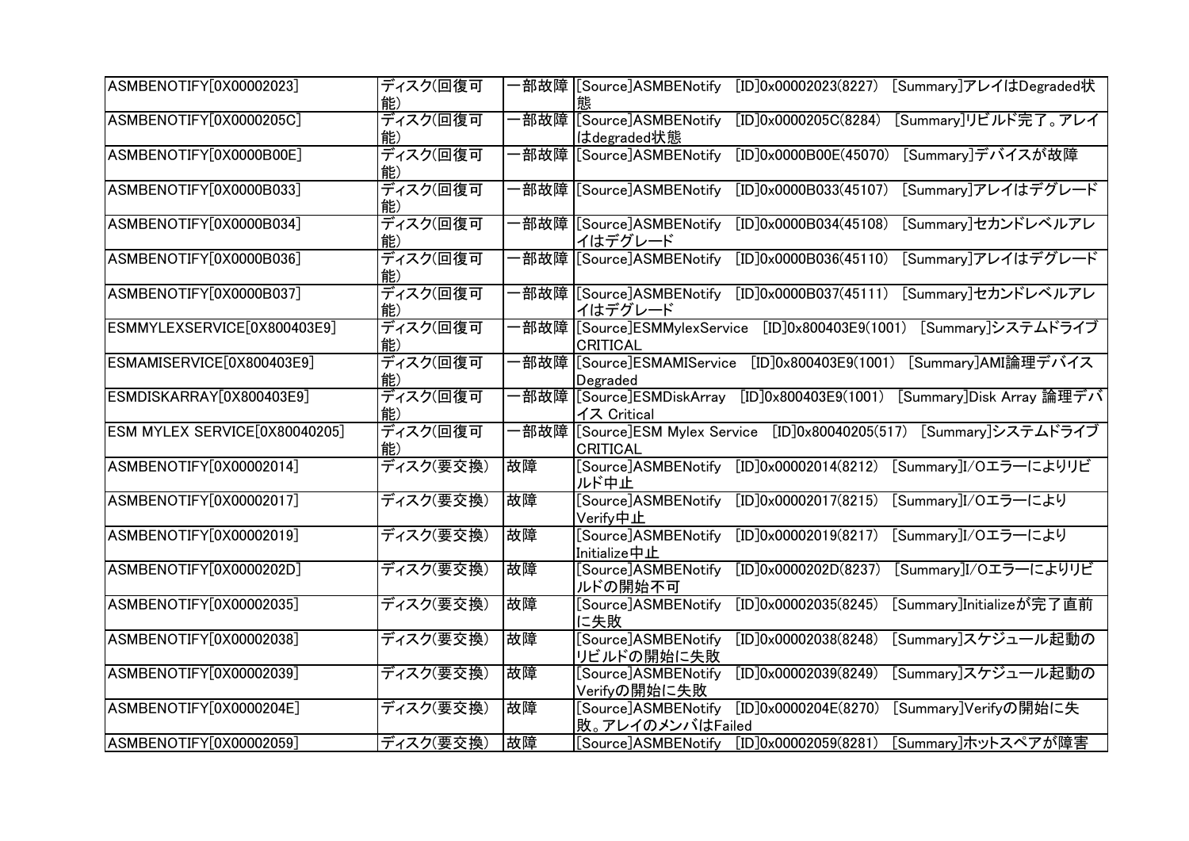| | | | |
|---|---|---|---|
| ASMBENOTIFY[0X00002023] | ディスク(回復可能) | 一部故障 | [Source]ASMBENotify [ID]0x00002023(8227) [Summary]アレイはDegraded状態 |
| ASMBENOTIFY[0X0000205C] | ディスク(回復可能) | 一部故障 | [Source]ASMBENotify [ID]0x0000205C(8284) [Summary]リビルド完了。アレイはdegraded状態 |
| ASMBENOTIFY[0X0000B00E] | ディスク(回復可能) | 一部故障 | [Source]ASMBENotify [ID]0x0000B00E(45070) [Summary]デバイスが故障 |
| ASMBENOTIFY[0X0000B033] | ディスク(回復可能) | 一部故障 | [Source]ASMBENotify [ID]0x0000B033(45107) [Summary]アレイはデグレード |
| ASMBENOTIFY[0X0000B034] | ディスク(回復可能) | 一部故障 | [Source]ASMBENotify [ID]0x0000B034(45108) [Summary]セカンドレベルアレイはデグレード |
| ASMBENOTIFY[0X0000B036] | ディスク(回復可能) | 一部故障 | [Source]ASMBENotify [ID]0x0000B036(45110) [Summary]アレイはデグレード |
| ASMBENOTIFY[0X0000B037] | ディスク(回復可能) | 一部故障 | [Source]ASMBENotify [ID]0x0000B037(45111) [Summary]セカンドレベルアレイはデグレード |
| ESMMYLEXSERVICE[0X800403E9] | ディスク(回復可能) | 一部故障 | [Source]ESMMylexService [ID]0x800403E9(1001) [Summary]システムドライブCRITICAL |
| ESMAMISERVICE[0X800403E9] | ディスク(回復可能) | 一部故障 | [Source]ESMAMIService [ID]0x800403E9(1001) [Summary]AMI論理デバイスDegraded |
| ESMDISKARRAY[0X800403E9] | ディスク(回復可能) | 一部故障 | [Source]ESMDiskArray [ID]0x800403E9(1001) [Summary]Disk Array 論理デバイス Critical |
| ESM MYLEX SERVICE[0X80040205] | ディスク(回復可能) | 一部故障 | [Source]ESM Mylex Service [ID]0x80040205(517) [Summary]システムドライブCRITICAL |
| ASMBENOTIFY[0X00002014] | ディスク(要交換) | 故障 | [Source]ASMBENotify [ID]0x00002014(8212) [Summary]I/Oエラーによりリビルド中止 |
| ASMBENOTIFY[0X00002017] | ディスク(要交換) | 故障 | [Source]ASMBENotify [ID]0x00002017(8215) [Summary]I/OエラーによりVerify中止 |
| ASMBENOTIFY[0X00002019] | ディスク(要交換) | 故障 | [Source]ASMBENotify [ID]0x00002019(8217) [Summary]I/OエラーによりInitialize中止 |
| ASMBENOTIFY[0X0000202D] | ディスク(要交換) | 故障 | [Source]ASMBENotify [ID]0x0000202D(8237) [Summary]I/Oエラーによりリビルドの開始不可 |
| ASMBENOTIFY[0X00002035] | ディスク(要交換) | 故障 | [Source]ASMBENotify [ID]0x00002035(8245) [Summary]Initializeが完了直前に失敗 |
| ASMBENOTIFY[0X00002038] | ディスク(要交換) | 故障 | [Source]ASMBENotify [ID]0x00002038(8248) [Summary]スケジュール起動のリビルドの開始に失敗 |
| ASMBENOTIFY[0X00002039] | ディスク(要交換) | 故障 | [Source]ASMBENotify [ID]0x00002039(8249) [Summary]スケジュール起動のVerifyの開始に失敗 |
| ASMBENOTIFY[0X0000204E] | ディスク(要交換) | 故障 | [Source]ASMBENotify [ID]0x0000204E(8270) [Summary]Verifyの開始に失敗。アレイのメンバはFailed |
| ASMBENOTIFY[0X00002059] | ディスク(要交換) | 故障 | [Source]ASMBENotify [ID]0x00002059(8281) [Summary]ホットスペアが障害 |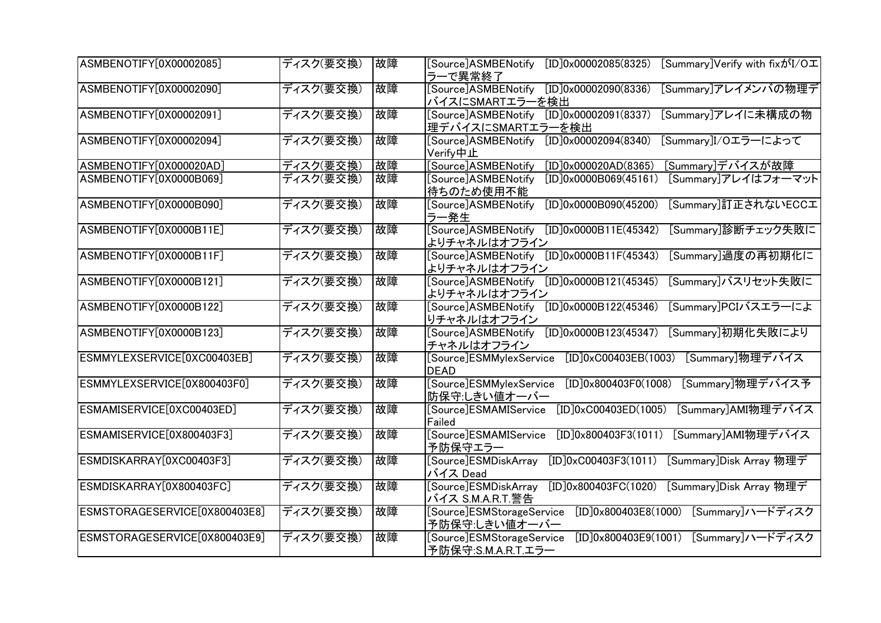| | | | |
|---|---|---|---|
| ASMBENOTIFY[0X00002085] | ディスク(要交換) | 故障 | [Source]ASMBENotify [ID]0x00002085(8325) [Summary]Verify with fixがI/Oエラーで異常終了 |
| ASMBENOTIFY[0X00002090] | ディスク(要交換) | 故障 | [Source]ASMBENotify [ID]0x00002090(8336) [Summary]アレイメンバの物理デバイスにSMARTエラーを検出 |
| ASMBENOTIFY[0X00002091] | ディスク(要交換) | 故障 | [Source]ASMBENotify [ID]0x00002091(8337) [Summary]アレイに未構成の物理デバイスにSMARTエラーを検出 |
| ASMBENOTIFY[0X00002094] | ディスク(要交換) | 故障 | [Source]ASMBENotify [ID]0x00002094(8340) [Summary]I/Oエラーによって Verify中止 |
| ASMBENOTIFY[0X000020AD] | ディスク(要交換) | 故障 | [Source]ASMBENotify [ID]0x000020AD(8365) [Summary]デバイスが故障 |
| ASMBENOTIFY[0X0000B069] | ディスク(要交換) | 故障 | [Source]ASMBENotify [ID]0x0000B069(45161) [Summary]アレイはフォーマット待ちのため使用不能 |
| ASMBENOTIFY[0X0000B090] | ディスク(要交換) | 故障 | [Source]ASMBENotify [ID]0x0000B090(45200) [Summary]訂正されないECCエラー発生 |
| ASMBENOTIFY[0X0000B11E] | ディスク(要交換) | 故障 | [Source]ASMBENotify [ID]0x0000B11E(45342) [Summary]診断チェック失敗によりチャネルはオフライン |
| ASMBENOTIFY[0X0000B11F] | ディスク(要交換) | 故障 | [Source]ASMBENotify [ID]0x0000B11F(45343) [Summary]過度の再初期化によりチャネルはオフライン |
| ASMBENOTIFY[0X0000B121] | ディスク(要交換) | 故障 | [Source]ASMBENotify [ID]0x0000B121(45345) [Summary]バスリセット失敗によりチャネルはオフライン |
| ASMBENOTIFY[0X0000B122] | ディスク(要交換) | 故障 | [Source]ASMBENotify [ID]0x0000B122(45346) [Summary]PCIバスエラーによりチャネルはオフライン |
| ASMBENOTIFY[0X0000B123] | ディスク(要交換) | 故障 | [Source]ASMBENotify [ID]0x0000B123(45347) [Summary]初期化失敗によりチャネルはオフライン |
| ESMMYLEXSERVICE[0XC00403EB] | ディスク(要交換) | 故障 | [Source]ESMMylexService [ID]0xC00403EB(1003) [Summary]物理デバイスDEAD |
| ESMMYLEXSERVICE[0X800403F0] | ディスク(要交換) | 故障 | [Source]ESMMylexService [ID]0x800403F0(1008) [Summary]物理デバイス予防保守:しきい値オーバー |
| ESMAMISERVICE[0XC00403ED] | ディスク(要交換) | 故障 | [Source]ESMAMIService [ID]0xC00403ED(1005) [Summary]AMI物理デバイスFailed |
| ESMAMISERVICE[0X800403F3] | ディスク(要交換) | 故障 | [Source]ESMAMIService [ID]0x800403F3(1011) [Summary]AMI物理デバイス予防保守エラー |
| ESMDISKARRAY[0XC00403F3] | ディスク(要交換) | 故障 | [Source]ESMDiskArray [ID]0xC00403F3(1011) [Summary]Disk Array 物理デバイス Dead |
| ESMDISKARRAY[0X800403FC] | ディスク(要交換) | 故障 | [Source]ESMDiskArray [ID]0x800403FC(1020) [Summary]Disk Array 物理デバイス S.M.A.R.T.警告 |
| ESMSTORAGESERVICE[0X800403E8] | ディスク(要交換) | 故障 | [Source]ESMStorageService [ID]0x800403E8(1000) [Summary]ハードディスク予防保守:しきい値オーバー |
| ESMSTORAGESERVICE[0X800403E9] | ディスク(要交換) | 故障 | [Source]ESMStorageService [ID]0x800403E9(1001) [Summary]ハードディスク予防保守:S.M.A.R.T.エラー |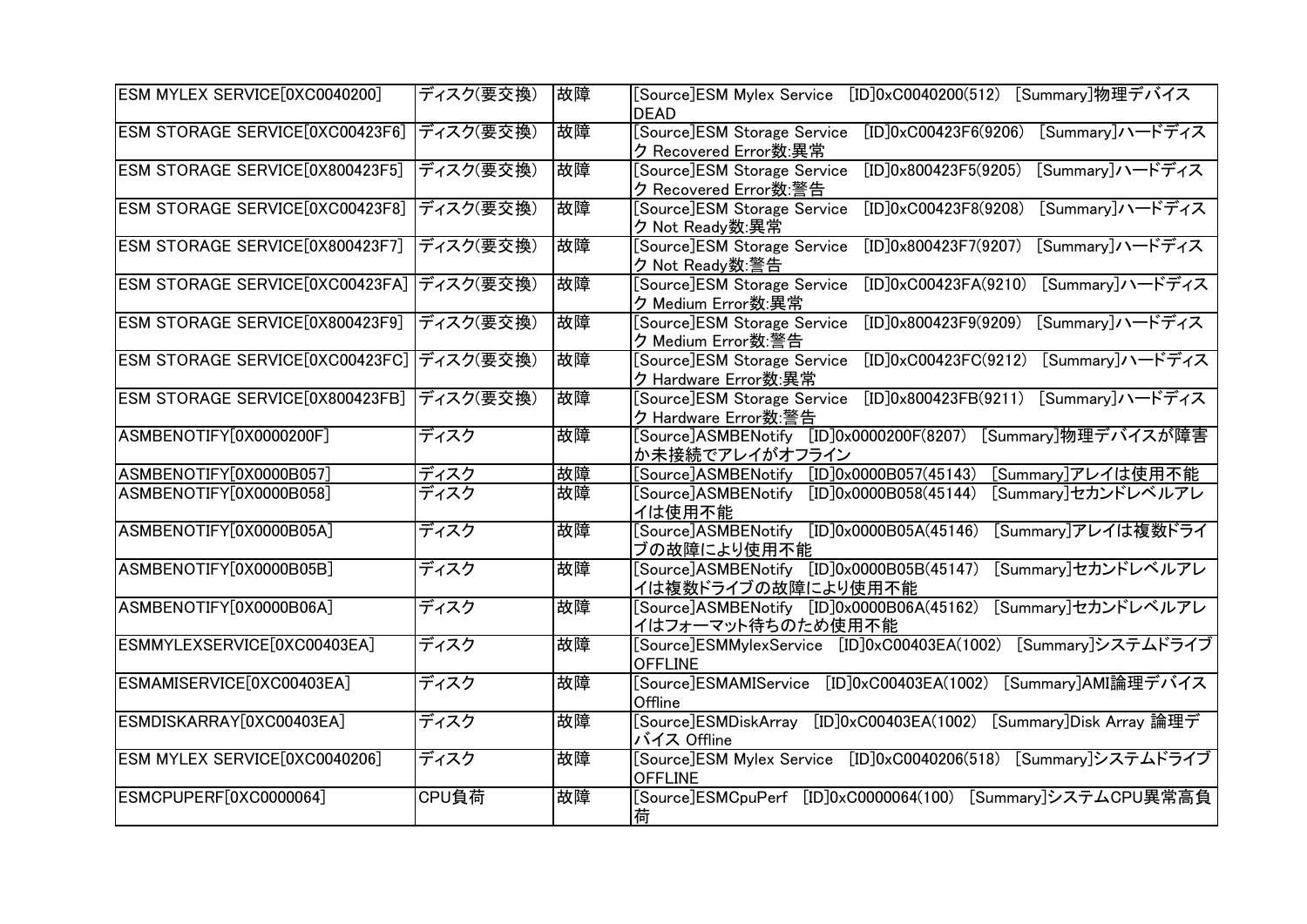| ESM MYLEX SERVICE[0XC0040200] | ディスク(要交換) | 故障 | [Source]ESM Mylex Service　[ID]0xC0040200(512)　[Summary]物理デバイスDEAD |
|---|---|---|---|
| ESM STORAGE SERVICE[0XC00423F6] | ディスク(要交換) | 故障 | [Source]ESM Storage Service　[ID]0xC00423F6(9206)　[Summary]ハードディスク Recovered Error数:異常 |
| ESM STORAGE SERVICE[0X800423F5] | ディスク(要交換) | 故障 | [Source]ESM Storage Service　[ID]0x800423F5(9205)　[Summary]ハードディスク Recovered Error数:警告 |
| ESM STORAGE SERVICE[0XC00423F8] | ディスク(要交換) | 故障 | [Source]ESM Storage Service　[ID]0xC00423F8(9208)　[Summary]ハードディスク Not Ready数:異常 |
| ESM STORAGE SERVICE[0X800423F7] | ディスク(要交換) | 故障 | [Source]ESM Storage Service　[ID]0x800423F7(9207)　[Summary]ハードディスク Not Ready数:警告 |
| ESM STORAGE SERVICE[0XC00423FA] | ディスク(要交換) | 故障 | [Source]ESM Storage Service　[ID]0xC00423FA(9210)　[Summary]ハードディスク Medium Error数:異常 |
| ESM STORAGE SERVICE[0X800423F9] | ディスク(要交換) | 故障 | [Source]ESM Storage Service　[ID]0x800423F9(9209)　[Summary]ハードディスク Medium Error数:警告 |
| ESM STORAGE SERVICE[0XC00423FC] | ディスク(要交換) | 故障 | [Source]ESM Storage Service　[ID]0xC00423FC(9212)　[Summary]ハードディスク Hardware Error数:異常 |
| ESM STORAGE SERVICE[0X800423FB] | ディスク(要交換) | 故障 | [Source]ESM Storage Service　[ID]0x800423FB(9211)　[Summary]ハードディスク Hardware Error数:警告 |
| ASMBENOTIFY[0X0000200F] | ディスク | 故障 | [Source]ASMBENotify　[ID]0x0000200F(8207)　[Summary]物理デバイスが障害か未接続でアレイがオフライン |
| ASMBENOTIFY[0X0000B057] | ディスク | 故障 | [Source]ASMBENotify　[ID]0x0000B057(45143)　[Summary]アレイは使用不能 |
| ASMBENOTIFY[0X0000B058] | ディスク | 故障 | [Source]ASMBENotify　[ID]0x0000B058(45144)　[Summary]セカンドレベルアレイは使用不能 |
| ASMBENOTIFY[0X0000B05A] | ディスク | 故障 | [Source]ASMBENotify　[ID]0x0000B05A(45146)　[Summary]アレイは複数ドライブの故障により使用不能 |
| ASMBENOTIFY[0X0000B05B] | ディスク | 故障 | [Source]ASMBENotify　[ID]0x0000B05B(45147)　[Summary]セカンドレベルアレイは複数ドライブの故障により使用不能 |
| ASMBENOTIFY[0X0000B06A] | ディスク | 故障 | [Source]ASMBENotify　[ID]0x0000B06A(45162)　[Summary]セカンドレベルアレイはフォーマット待ちのため使用不能 |
| ESMMYLEXSERVICE[0XC00403EA] | ディスク | 故障 | [Source]ESMMylexService　[ID]0xC00403EA(1002)　[Summary]システムドライブOFFLINE |
| ESMAMISERVICE[0XC00403EA] | ディスク | 故障 | [Source]ESMAMIService　[ID]0xC00403EA(1002)　[Summary]AMI論理デバイスOffline |
| ESMDISKARRAY[0XC00403EA] | ディスク | 故障 | [Source]ESMDiskArray　[ID]0xC00403EA(1002)　[Summary]Disk Array 論理デバイス Offline |
| ESM MYLEX SERVICE[0XC0040206] | ディスク | 故障 | [Source]ESM Mylex Service　[ID]0xC0040206(518)　[Summary]システムドライブOFFLINE |
| ESMCPUPERF[0XC0000064] | CPU負荷 | 故障 | [Source]ESMCpuPerf　[ID]0xC0000064(100)　[Summary]システムCPU異常高負荷 |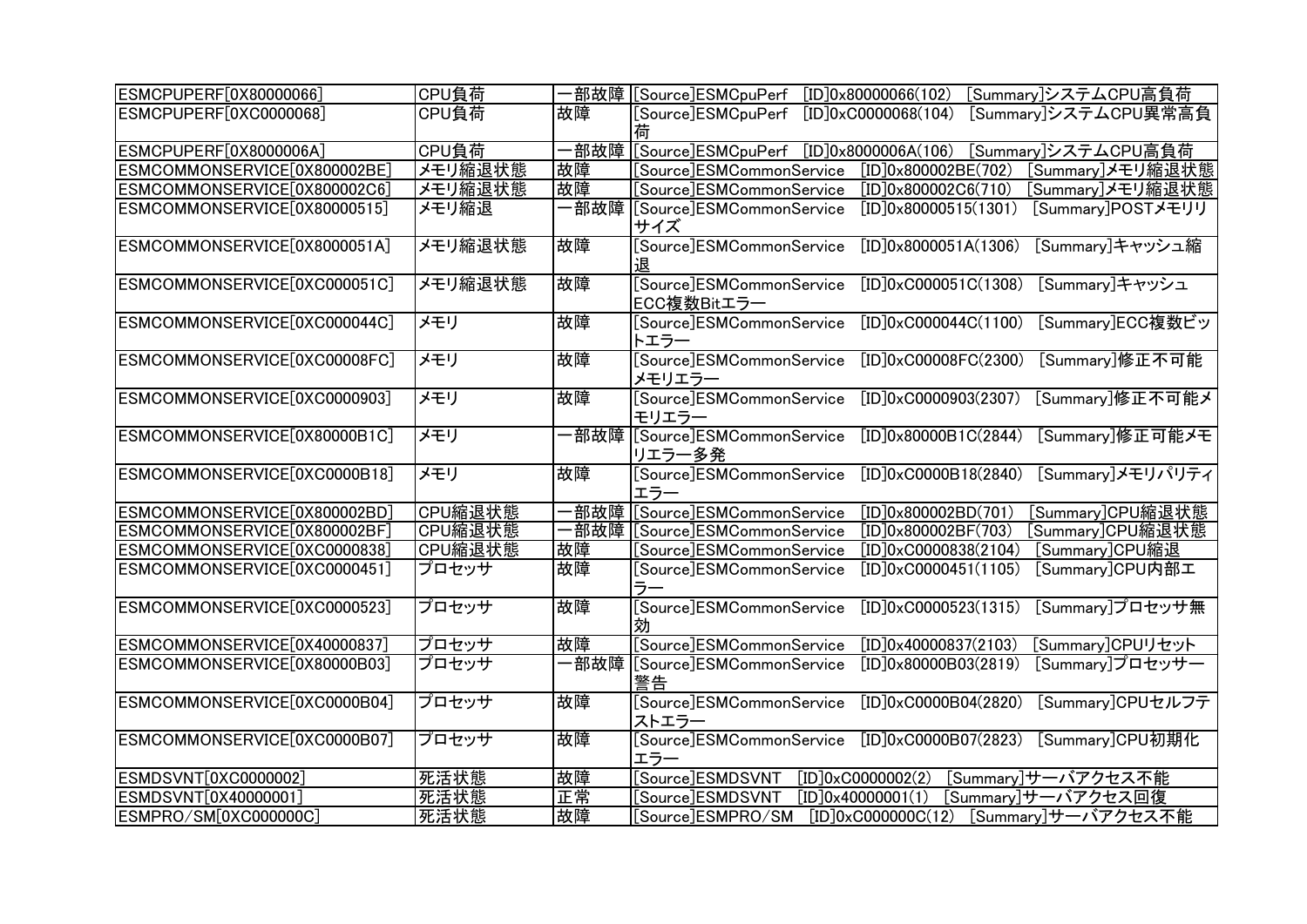| ESMCPUPERF[0X80000066] | CPU負荷 | 一部故障 | [Source]ESMCpuPerf　[ID]0x80000066(102)　[Summary]システムCPU高負荷 |
|---|---|---|---|
| ESMCPUPERF[0XC0000068] | CPU負荷 | 故障 | [Source]ESMCpuPerf　[ID]0xC0000068(104)　[Summary]システムCPU異常高負荷 |
| ESMCPUPERF[0X8000006A] | CPU負荷 | 一部故障 | [Source]ESMCpuPerf　[ID]0x8000006A(106)　[Summary]システムCPU高負荷 |
| ESMCOMMONSERVICE[0X800002BE] | メモリ縮退状態 | 故障 | [Source]ESMCommonService　[ID]0x800002BE(702)　[Summary]メモリ縮退状態 |
| ESMCOMMONSERVICE[0X800002C6] | メモリ縮退状態 | 故障 | [Source]ESMCommonService　[ID]0x800002C6(710)　[Summary]メモリ縮退状態 |
| ESMCOMMONSERVICE[0X80000515] | メモリ縮退 | 一部故障 | [Source]ESMCommonService　[ID]0x80000515(1301)　[Summary]POSTメモリリサイズ |
| ESMCOMMONSERVICE[0X8000051A] | メモリ縮退状態 | 故障 | [Source]ESMCommonService　[ID]0x8000051A(1306)　[Summary]キャッシュ縮退 |
| ESMCOMMONSERVICE[0XC000051C] | メモリ縮退状態 | 故障 | [Source]ESMCommonService　[ID]0xC000051C(1308)　[Summary]キャッシュECC複数Bitエラー |
| ESMCOMMONSERVICE[0XC000044C] | メモリ | 故障 | [Source]ESMCommonService　[ID]0xC000044C(1100)　[Summary]ECC複数ビットエラー |
| ESMCOMMONSERVICE[0XC00008FC] | メモリ | 故障 | [Source]ESMCommonService　[ID]0xC00008FC(2300)　[Summary]修正不可能メモリエラー |
| ESMCOMMONSERVICE[0XC0000903] | メモリ | 故障 | [Source]ESMCommonService　[ID]0xC0000903(2307)　[Summary]修正不可能メモリエラー |
| ESMCOMMONSERVICE[0X80000B1C] | メモリ | 一部故障 | [Source]ESMCommonService　[ID]0x80000B1C(2844)　[Summary]修正可能メモリエラー多発 |
| ESMCOMMONSERVICE[0XC0000B18] | メモリ | 故障 | [Source]ESMCommonService　[ID]0xC0000B18(2840)　[Summary]メモリパリティエラー |
| ESMCOMMONSERVICE[0X800002BD] | CPU縮退状態 | 一部故障 | [Source]ESMCommonService　[ID]0x800002BD(701)　[Summary]CPU縮退状態 |
| ESMCOMMONSERVICE[0X800002BF] | CPU縮退状態 | 一部故障 | [Source]ESMCommonService　[ID]0x800002BF(703)　[Summary]CPU縮退状態 |
| ESMCOMMONSERVICE[0XC0000838] | CPU縮退状態 | 故障 | [Source]ESMCommonService　[ID]0xC0000838(2104)　[Summary]CPU縮退 |
| ESMCOMMONSERVICE[0XC0000451] | プロセッサ | 故障 | [Source]ESMCommonService　[ID]0xC0000451(1105)　[Summary]CPU内部エラー |
| ESMCOMMONSERVICE[0XC0000523] | プロセッサ | 故障 | [Source]ESMCommonService　[ID]0xC0000523(1315)　[Summary]プロセッサ無効 |
| ESMCOMMONSERVICE[0X40000837] | プロセッサ | 故障 | [Source]ESMCommonService　[ID]0x40000837(2103)　[Summary]CPUリセット |
| ESMCOMMONSERVICE[0X80000B03] | プロセッサ | 一部故障 | [Source]ESMCommonService　[ID]0x80000B03(2819)　[Summary]プロセッサー警告 |
| ESMCOMMONSERVICE[0XC0000B04] | プロセッサ | 故障 | [Source]ESMCommonService　[ID]0xC0000B04(2820)　[Summary]CPUセルフテストエラー |
| ESMCOMMONSERVICE[0XC0000B07] | プロセッサ | 故障 | [Source]ESMCommonService　[ID]0xC0000B07(2823)　[Summary]CPU初期化エラー |
| ESMDSVNT[0XC0000002] | 死活状態 | 故障 | [Source]ESMDSVNT　[ID]0xC0000002(2)　[Summary]サーバアクセス不能 |
| ESMDSVNT[0X40000001] | 死活状態 | 正常 | [Source]ESMDSVNT　[ID]0x40000001(1)　[Summary]サーバアクセス回復 |
| ESMPRO/SM[0XC000000C] | 死活状態 | 故障 | [Source]ESMPRO/SM　[ID]0xC000000C(12)　[Summary]サーバアクセス不能 |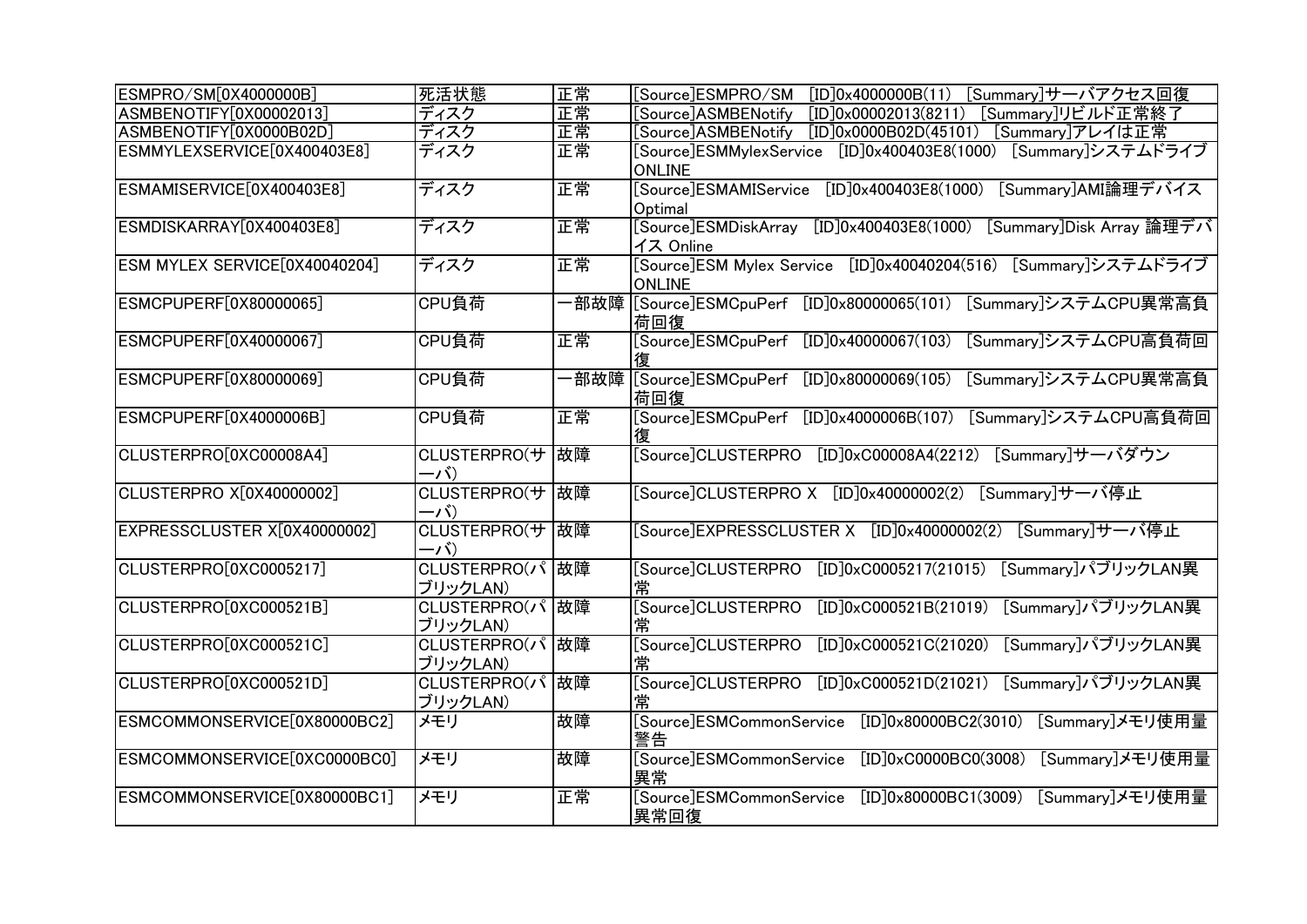| ESMPRO/SM[0X4000000B] | 死活状態 | 正常 | [Source]ESMPRO/SM　[ID]0x4000000B(11)　[Summary]サーバアクセス回復 |
|---|---|---|---|
| ASMBENOTIFY[0X00002013] | ディスク | 正常 | [Source]ASMBENotify　[ID]0x00002013(8211)　[Summary]リビルド正常終了 |
| ASMBENOTIFY[0X0000B02D] | ディスク | 正常 | [Source]ASMBENotify　[ID]0x0000B02D(45101)　[Summary]アレイは正常 |
| ESMMYLEXSERVICE[0X400403E8] | ディスク | 正常 | [Source]ESMMylexService　[ID]0x400403E8(1000)　[Summary]システムドライブONLINE |
| ESMAMISERVICE[0X400403E8] | ディスク | 正常 | [Source]ESMAMIService　[ID]0x400403E8(1000)　[Summary]AMI論理デバイスOptimal |
| ESMDISKARRAY[0X400403E8] | ディスク | 正常 | [Source]ESMDiskArray　[ID]0x400403E8(1000)　[Summary]Disk Array 論理デバイス Online |
| ESM MYLEX SERVICE[0X40040204] | ディスク | 正常 | [Source]ESM Mylex Service　[ID]0x40040204(516)　[Summary]システムドライブONLINE |
| ESMCPUPERF[0X80000065] | CPU負荷 | 一部故障 | [Source]ESMCpuPerf　[ID]0x80000065(101)　[Summary]システムCPU異常高負荷回復 |
| ESMCPUPERF[0X40000067] | CPU負荷 | 正常 | [Source]ESMCpuPerf　[ID]0x40000067(103)　[Summary]システムCPU高負荷回復 |
| ESMCPUPERF[0X80000069] | CPU負荷 | 一部故障 | [Source]ESMCpuPerf　[ID]0x80000069(105)　[Summary]システムCPU異常高負荷回復 |
| ESMCPUPERF[0X4000006B] | CPU負荷 | 正常 | [Source]ESMCpuPerf　[ID]0x4000006B(107)　[Summary]システムCPU高負荷回復 |
| CLUSTERPRO[0XC00008A4] | CLUSTERPRO(サーバ) | 故障 | [Source]CLUSTERPRO　[ID]0xC00008A4(2212)　[Summary]サーバダウン |
| CLUSTERPRO X[0X40000002] | CLUSTERPRO(サーバ) | 故障 | [Source]CLUSTERPRO X　[ID]0x40000002(2)　[Summary]サーバ停止 |
| EXPRESSCLUSTER X[0X40000002] | CLUSTERPRO(サーバ) | 故障 | [Source]EXPRESSCLUSTER X　[ID]0x40000002(2)　[Summary]サーバ停止 |
| CLUSTERPRO[0XC0005217] | CLUSTERPRO(パブリックLAN) | 故障 | [Source]CLUSTERPRO　[ID]0xC0005217(21015)　[Summary]パブリックLAN異常 |
| CLUSTERPRO[0XC000521B] | CLUSTERPRO(パブリックLAN) | 故障 | [Source]CLUSTERPRO　[ID]0xC000521B(21019)　[Summary]パブリックLAN異常 |
| CLUSTERPRO[0XC000521C] | CLUSTERPRO(パブリックLAN) | 故障 | [Source]CLUSTERPRO　[ID]0xC000521C(21020)　[Summary]パブリックLAN異常 |
| CLUSTERPRO[0XC000521D] | CLUSTERPRO(パブリックLAN) | 故障 | [Source]CLUSTERPRO　[ID]0xC000521D(21021)　[Summary]パブリックLAN異常 |
| ESMCOMMONSERVICE[0X80000BC2] | メモリ | 故障 | [Source]ESMCommonService　[ID]0x80000BC2(3010)　[Summary]メモリ使用量警告 |
| ESMCOMMONSERVICE[0XC0000BC0] | メモリ | 故障 | [Source]ESMCommonService　[ID]0xC0000BC0(3008)　[Summary]メモリ使用量異常 |
| ESMCOMMONSERVICE[0X80000BC1] | メモリ | 正常 | [Source]ESMCommonService　[ID]0x80000BC1(3009)　[Summary]メモリ使用量異常回復 |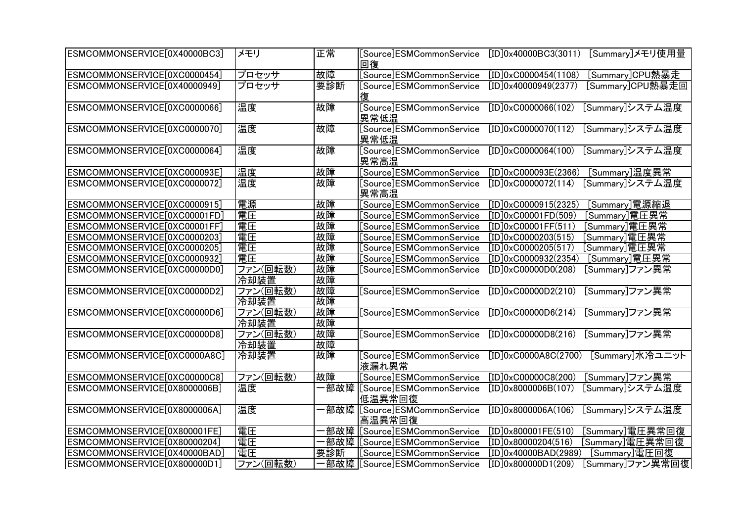| | | | |
|---|---|---|---|
| ESMCOMMONSERVICE[0X40000BC3] | メモリ | 正常 | [Source]ESMCommonService　[ID]0x40000BC3(3011)　[Summary]メモリ使用量回復 |
| ESMCOMMONSERVICE[0XC0000454] | プロセッサ | 故障 | [Source]ESMCommonService　[ID]0xC0000454(1108)　[Summary]CPU熱暴走 |
| ESMCOMMONSERVICE[0X40000949] | プロセッサ | 要診断 | [Source]ESMCommonService　[ID]0x40000949(2377)　[Summary]CPU熱暴走回復 |
| ESMCOMMONSERVICE[0XC0000066] | 温度 | 故障 | [Source]ESMCommonService　[ID]0xC0000066(102)　[Summary]システム温度異常低温 |
| ESMCOMMONSERVICE[0XC0000070] | 温度 | 故障 | [Source]ESMCommonService　[ID]0xC0000070(112)　[Summary]システム温度異常低温 |
| ESMCOMMONSERVICE[0XC0000064] | 温度 | 故障 | [Source]ESMCommonService　[ID]0xC0000064(100)　[Summary]システム温度異常高温 |
| ESMCOMMONSERVICE[0XC000093E] | 温度 | 故障 | [Source]ESMCommonService　[ID]0xC000093E(2366)　[Summary]温度異常 |
| ESMCOMMONSERVICE[0XC0000072] | 温度 | 故障 | [Source]ESMCommonService　[ID]0xC0000072(114)　[Summary]システム温度異常高温 |
| ESMCOMMONSERVICE[0XC0000915] | 電源 | 故障 | [Source]ESMCommonService　[ID]0xC0000915(2325)　[Summary]電源縮退 |
| ESMCOMMONSERVICE[0XC00001FD] | 電圧 | 故障 | [Source]ESMCommonService　[ID]0xC00001FD(509)　[Summary]電圧異常 |
| ESMCOMMONSERVICE[0XC00001FF] | 電圧 | 故障 | [Source]ESMCommonService　[ID]0xC00001FF(511)　[Summary]電圧異常 |
| ESMCOMMONSERVICE[0XC0000203] | 電圧 | 故障 | [Source]ESMCommonService　[ID]0xC0000203(515)　[Summary]電圧異常 |
| ESMCOMMONSERVICE[0XC0000205] | 電圧 | 故障 | [Source]ESMCommonService　[ID]0xC0000205(517)　[Summary]電圧異常 |
| ESMCOMMONSERVICE[0XC0000932] | 電圧 | 故障 | [Source]ESMCommonService　[ID]0xC0000932(2354)　[Summary]電圧異常 |
| ESMCOMMONSERVICE[0XC00000D0] | ファン(回転数) | 故障 | [Source]ESMCommonService　[ID]0xC00000D0(208)　[Summary]ファン異常 |
| | 冷却装置 | 故障 | |
| ESMCOMMONSERVICE[0XC00000D2] | ファン(回転数) | 故障 | [Source]ESMCommonService　[ID]0xC00000D2(210)　[Summary]ファン異常 |
| | 冷却装置 | 故障 | |
| ESMCOMMONSERVICE[0XC00000D6] | ファン(回転数) | 故障 | [Source]ESMCommonService　[ID]0xC00000D6(214)　[Summary]ファン異常 |
| | 冷却装置 | 故障 | |
| ESMCOMMONSERVICE[0XC00000D8] | ファン(回転数) | 故障 | [Source]ESMCommonService　[ID]0xC00000D8(216)　[Summary]ファン異常 |
| | 冷却装置 | 故障 | |
| ESMCOMMONSERVICE[0XC0000A8C] | 冷却装置 | 故障 | [Source]ESMCommonService　[ID]0xC0000A8C(2700)　[Summary]水冷ユニット液漏れ異常 |
| ESMCOMMONSERVICE[0XC00000C8] | ファン(回転数) | 故障 | [Source]ESMCommonService　[ID]0xC00000C8(200)　[Summary]ファン異常 |
| ESMCOMMONSERVICE[0X8000006B] | 温度 | 一部故障 | [Source]ESMCommonService　[ID]0x8000006B(107)　[Summary]システム温度低温異常回復 |
| ESMCOMMONSERVICE[0X8000006A] | 温度 | 一部故障 | [Source]ESMCommonService　[ID]0x8000006A(106)　[Summary]システム温度高温異常回復 |
| ESMCOMMONSERVICE[0X800001FE] | 電圧 | 一部故障 | [Source]ESMCommonService　[ID]0x800001FE(510)　[Summary]電圧異常回復 |
| ESMCOMMONSERVICE[0X80000204] | 電圧 | 一部故障 | [Source]ESMCommonService　[ID]0x80000204(516)　[Summary]電圧異常回復 |
| ESMCOMMONSERVICE[0X40000BAD] | 電圧 | 要診断 | [Source]ESMCommonService　[ID]0x40000BAD(2989)　[Summary]電圧回復 |
| ESMCOMMONSERVICE[0X800000D1] | ファン(回転数) | 一部故障 | [Source]ESMCommonService　[ID]0x800000D1(209)　[Summary]ファン異常回復 |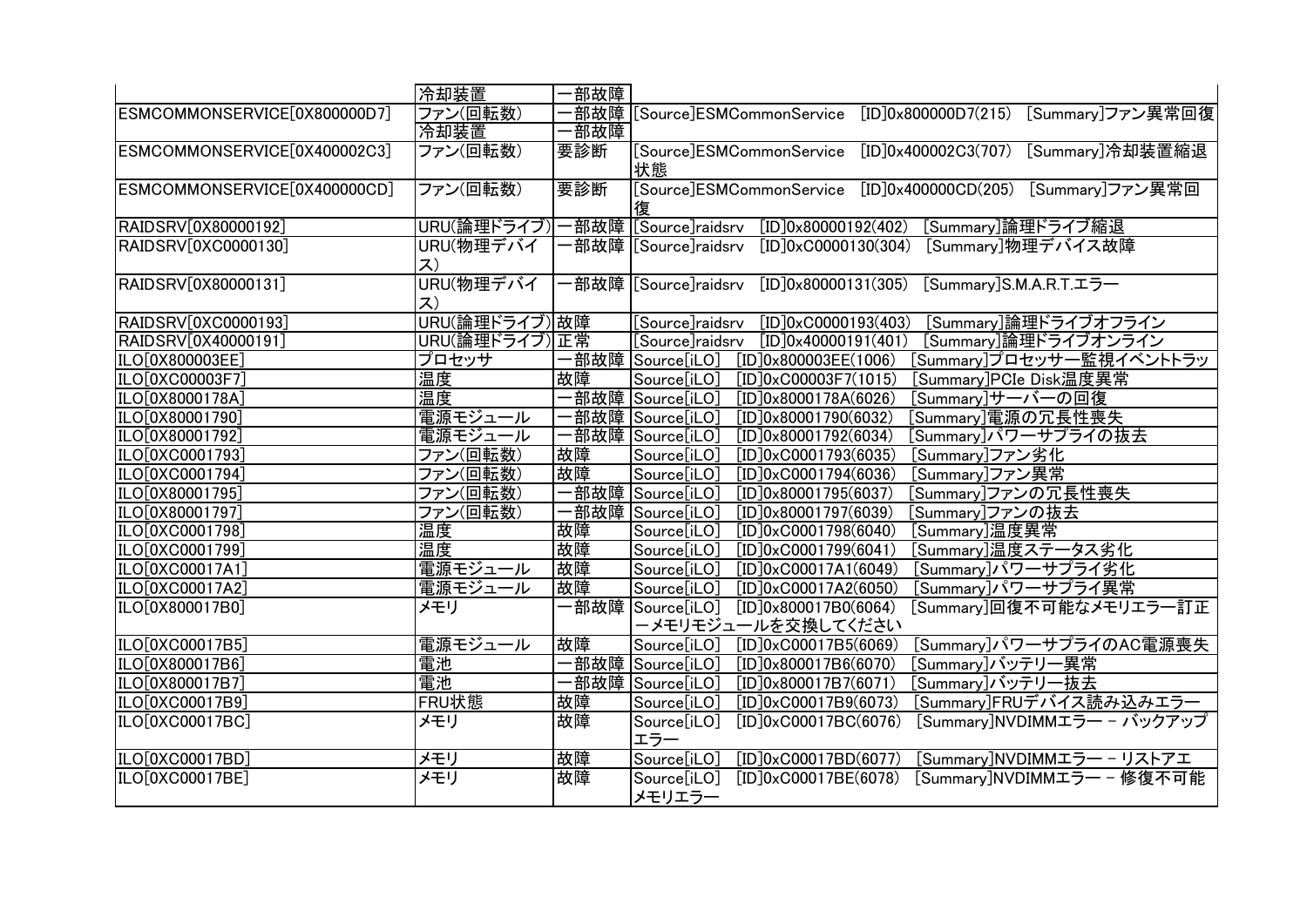| | | | |
|---|---|---|---|
| | 冷却装置 | 一部故障 | |
| ESMCOMMONSERVICE[0X800000D7] | ファン(回転数) | 一部故障 | [Source]ESMCommonService [ID]0x800000D7(215) [Summary]ファン異常回復 |
| | 冷却装置 | 一部故障 | |
| ESMCOMMONSERVICE[0X400002C3] | ファン(回転数) | 要診断 | [Source]ESMCommonService [ID]0x400002C3(707) [Summary]冷却装置縮退状態 |
| ESMCOMMONSERVICE[0X400000CD] | ファン(回転数) | 要診断 | [Source]ESMCommonService [ID]0x400000CD(205) [Summary]ファン異常回復 |
| RAIDSRV[0X80000192] | URU(論理ドライブ) | 一部故障 | [Source]raidsrv [ID]0x80000192(402) [Summary]論理ドライブ縮退 |
| RAIDSRV[0XC0000130] | URU(物理デバイス) | 一部故障 | [Source]raidsrv [ID]0xC0000130(304) [Summary]物理デバイス故障 |
| RAIDSRV[0X80000131] | URU(物理デバイス) | 一部故障 | [Source]raidsrv [ID]0x80000131(305) [Summary]S.M.A.R.T.エラー |
| RAIDSRV[0XC0000193] | URU(論理ドライブ) | 故障 | [Source]raidsrv [ID]0xC0000193(403) [Summary]論理ドライブオフライン |
| RAIDSRV[0X40000191] | URU(論理ドライブ) | 正常 | [Source]raidsrv [ID]0x40000191(401) [Summary]論理ドライブオンライン |
| ILO[0X800003EE] | プロセッサ | 一部故障 | Source[iLO] [ID]0x800003EE(1006) [Summary]プロセッサー監視イベントトラッ |
| ILO[0XC00003F7] | 温度 | 故障 | Source[iLO] [ID]0xC00003F7(1015) [Summary]PCIe Disk温度異常 |
| ILO[0X8000178A] | 温度 | 一部故障 | Source[iLO] [ID]0x8000178A(6026) [Summary]サーバーの回復 |
| ILO[0X80001790] | 電源モジュール | 一部故障 | Source[iLO] [ID]0x80001790(6032) [Summary]電源の冗長性喪失 |
| ILO[0X80001792] | 電源モジュール | 一部故障 | Source[iLO] [ID]0x80001792(6034) [Summary]パワーサプライの抜去 |
| ILO[0XC0001793] | ファン(回転数) | 故障 | Source[iLO] [ID]0xC0001793(6035) [Summary]ファン劣化 |
| ILO[0XC0001794] | ファン(回転数) | 故障 | Source[iLO] [ID]0xC0001794(6036) [Summary]ファン異常 |
| ILO[0X80001795] | ファン(回転数) | 一部故障 | Source[iLO] [ID]0x80001795(6037) [Summary]ファンの冗長性喪失 |
| ILO[0X80001797] | ファン(回転数) | 一部故障 | Source[iLO] [ID]0x80001797(6039) [Summary]ファンの抜去 |
| ILO[0XC0001798] | 温度 | 故障 | Source[iLO] [ID]0xC0001798(6040) [Summary]温度異常 |
| ILO[0XC0001799] | 温度 | 故障 | Source[iLO] [ID]0xC0001799(6041) [Summary]温度ステータス劣化 |
| ILO[0XC00017A1] | 電源モジュール | 故障 | Source[iLO] [ID]0xC00017A1(6049) [Summary]パワーサプライ劣化 |
| ILO[0XC00017A2] | 電源モジュール | 故障 | Source[iLO] [ID]0xC00017A2(6050) [Summary]パワーサプライ異常 |
| ILO[0X800017B0] | メモリ | 一部故障 | Source[iLO] [ID]0x800017B0(6064) [Summary]回復不可能なメモリエラー訂正ーメモリモジュールを交換してください |
| ILO[0XC00017B5] | 電源モジュール | 故障 | Source[iLO] [ID]0xC00017B5(6069) [Summary]パワーサプライのAC電源喪失 |
| ILO[0X800017B6] | 電池 | 一部故障 | Source[iLO] [ID]0x800017B6(6070) [Summary]バッテリー異常 |
| ILO[0X800017B7] | 電池 | 一部故障 | Source[iLO] [ID]0x800017B7(6071) [Summary]バッテリー抜去 |
| ILO[0XC00017B9] | FRU状態 | 故障 | Source[iLO] [ID]0xC00017B9(6073) [Summary]FRUデバイス読み込みエラー |
| ILO[0XC00017BC] | メモリ | 故障 | Source[iLO] [ID]0xC00017BC(6076) [Summary]NVDIMMエラー - バックアップエラー |
| ILO[0XC00017BD] | メモリ | 故障 | Source[iLO] [ID]0xC00017BD(6077) [Summary]NVDIMMエラー - リストアエ |
| ILO[0XC00017BE] | メモリ | 故障 | Source[iLO] [ID]0xC00017BE(6078) [Summary]NVDIMMエラー - 修復不可能メモリエラー |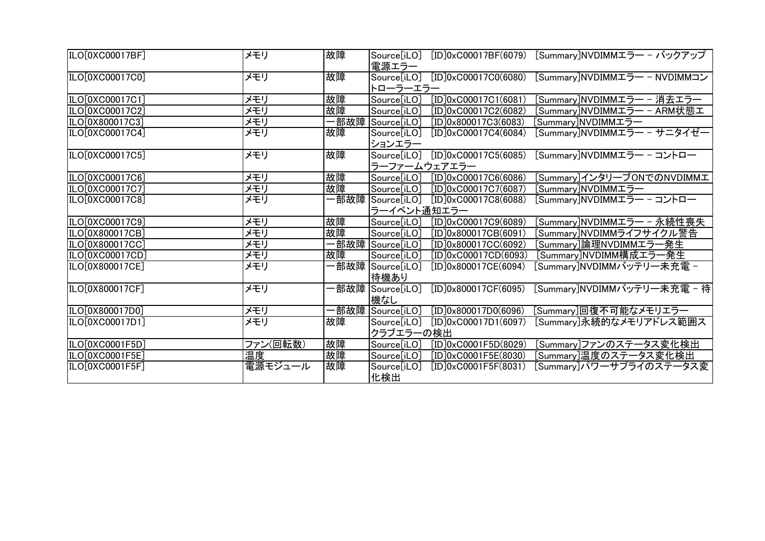| | | | |
|---|---|---|---|
| ILO[0XC00017BF] | メモリ | 故障 | Source[iLO]　[ID]0xC00017BF(6079)　[Summary]NVDIMMエラー - バックアップ電源エラー |
| ILO[0XC00017C0] | メモリ | 故障 | Source[iLO]　[ID]0xC00017C0(6080)　[Summary]NVDIMMエラー - NVDIMMコントローラーエラー |
| ILO[0XC00017C1] | メモリ | 故障 | Source[iLO]　[ID]0xC00017C1(6081)　[Summary]NVDIMMエラー - 消去エラー |
| ILO[0XC00017C2] | メモリ | 故障 | Source[iLO]　[ID]0xC00017C2(6082)　[Summary]NVDIMMエラー - ARM状態エ |
| ILO[0X800017C3] | メモリ | 一部故障 | Source[iLO]　[ID]0x800017C3(6083)　[Summary]NVDIMMエラー |
| ILO[0XC00017C4] | メモリ | 故障 | Source[iLO]　[ID]0xC00017C4(6084)　[Summary]NVDIMMエラー - サニタイゼーションエラー |
| ILO[0XC00017C5] | メモリ | 故障 | Source[iLO]　[ID]0xC00017C5(6085)　[Summary]NVDIMMエラー - コントローラーファームウェアエラー |
| ILO[0XC00017C6] | メモリ | 故障 | Source[iLO]　[ID]0xC00017C6(6086)　[Summary]インタリーブONでのNVDIMMエ |
| ILO[0XC00017C7] | メモリ | 故障 | Source[iLO]　[ID]0xC00017C7(6087)　[Summary]NVDIMMエラー |
| ILO[0XC00017C8] | メモリ | 一部故障 | Source[iLO]　[ID]0xC00017C8(6088)　[Summary]NVDIMMエラー - コントローラーイベント通知エラー |
| ILO[0XC00017C9] | メモリ | 故障 | Source[iLO]　[ID]0xC00017C9(6089)　[Summary]NVDIMMエラー - 永続性喪失 |
| ILO[0X800017CB] | メモリ | 故障 | Source[iLO]　[ID]0x800017CB(6091)　[Summary]NVDIMMライフサイクル警告 |
| ILO[0X800017CC] | メモリ | 一部故障 | Source[iLO]　[ID]0x800017CC(6092)　[Summary]論理NVDIMMエラー発生 |
| ILO[0XC00017CD] | メモリ | 故障 | Source[iLO]　[ID]0xC00017CD(6093)　[Summary]NVDIMM構成エラー発生 |
| ILO[0X800017CE] | メモリ | 一部故障 | Source[iLO]　[ID]0x800017CE(6094)　[Summary]NVDIMMバッテリー未充電 - 待機あり |
| ILO[0X800017CF] | メモリ | 一部故障 | Source[iLO]　[ID]0x800017CF(6095)　[Summary]NVDIMMバッテリー未充電 - 待機なし |
| ILO[0X800017D0] | メモリ | 一部故障 | Source[iLO]　[ID]0x800017D0(6096)　[Summary]回復不可能なメモリエラー |
| ILO[0XC00017D1] | メモリ | 故障 | Source[iLO]　[ID]0xC00017D1(6097)　[Summary]永続的なメモリアドレス範囲スクラブエラーの検出 |
| ILO[0XC0001F5D] | ファン(回転数) | 故障 | Source[iLO]　[ID]0xC0001F5D(8029)　[Summary]ファンのステータス変化検出 |
| ILO[0XC0001F5E] | 温度 | 故障 | Source[iLO]　[ID]0xC0001F5E(8030)　[Summary]温度のステータス変化検出 |
| ILO[0XC0001F5F] | 電源モジュール | 故障 | Source[iLO]　[ID]0xC0001F5F(8031)　[Summary]パワーサプライのステータス変化検出 |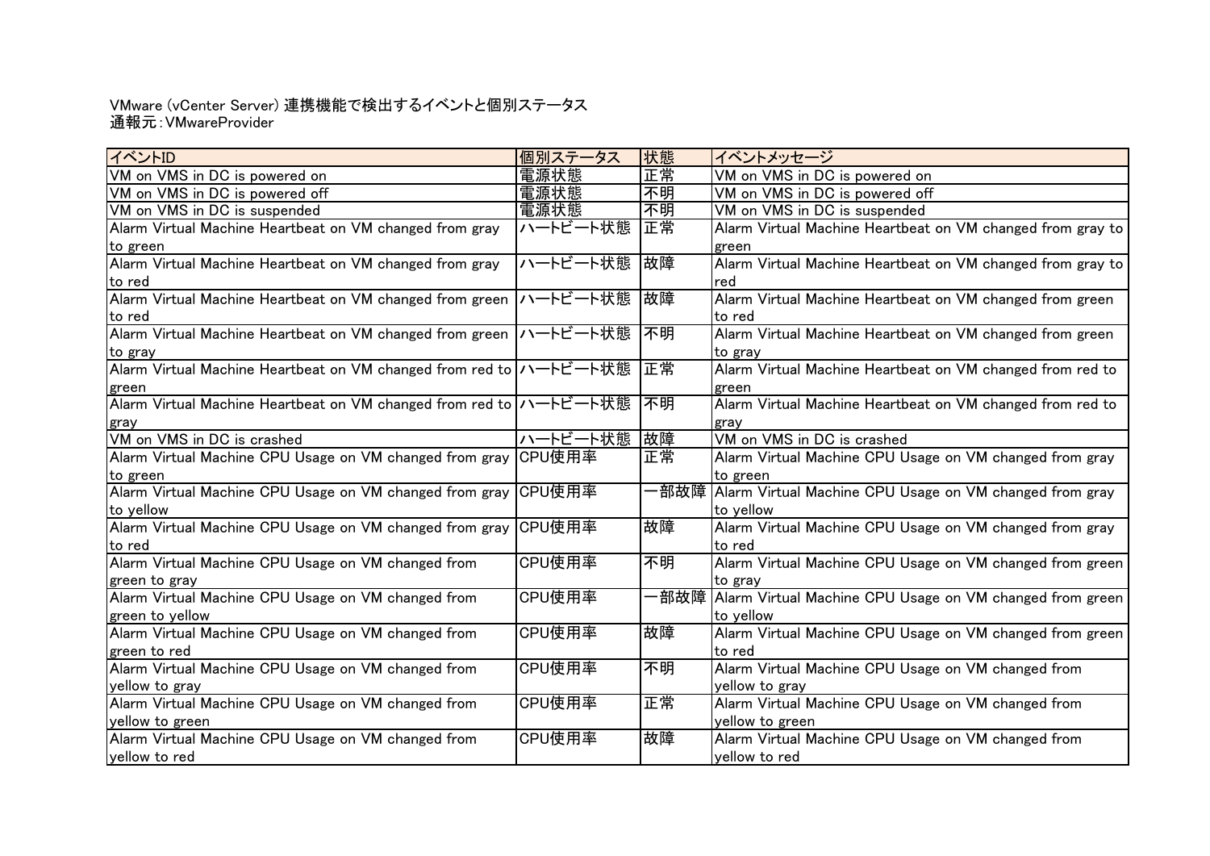VMware (vCenter Server) 連携機能で検出するイベントと個別ステータス
通報元：VMwareProvider

| イベントID | 個別ステータス | 状態 | イベントメッセージ |
| --- | --- | --- | --- |
| VM on VMS in DC is powered on | 電源状態 | 正常 | VM on VMS in DC is powered on |
| VM on VMS in DC is powered off | 電源状態 | 不明 | VM on VMS in DC is powered off |
| VM on VMS in DC is suspended | 電源状態 | 不明 | VM on VMS in DC is suspended |
| Alarm Virtual Machine Heartbeat on VM changed from gray to green | ハートビート状態 | 正常 | Alarm Virtual Machine Heartbeat on VM changed from gray to green |
| Alarm Virtual Machine Heartbeat on VM changed from gray to red | ハートビート状態 | 故障 | Alarm Virtual Machine Heartbeat on VM changed from gray to red |
| Alarm Virtual Machine Heartbeat on VM changed from green to red | ハートビート状態 | 故障 | Alarm Virtual Machine Heartbeat on VM changed from green to red |
| Alarm Virtual Machine Heartbeat on VM changed from green to gray | ハートビート状態 | 不明 | Alarm Virtual Machine Heartbeat on VM changed from green to gray |
| Alarm Virtual Machine Heartbeat on VM changed from red to green | ハートビート状態 | 正常 | Alarm Virtual Machine Heartbeat on VM changed from red to green |
| Alarm Virtual Machine Heartbeat on VM changed from red to gray | ハートビート状態 | 不明 | Alarm Virtual Machine Heartbeat on VM changed from red to gray |
| VM on VMS in DC is crashed | ハートビート状態 | 故障 | VM on VMS in DC is crashed |
| Alarm Virtual Machine CPU Usage on VM changed from gray to green | CPU使用率 | 正常 | Alarm Virtual Machine CPU Usage on VM changed from gray to green |
| Alarm Virtual Machine CPU Usage on VM changed from gray to yellow | CPU使用率 | 一部故障 | Alarm Virtual Machine CPU Usage on VM changed from gray to yellow |
| Alarm Virtual Machine CPU Usage on VM changed from gray to red | CPU使用率 | 故障 | Alarm Virtual Machine CPU Usage on VM changed from gray to red |
| Alarm Virtual Machine CPU Usage on VM changed from green to gray | CPU使用率 | 不明 | Alarm Virtual Machine CPU Usage on VM changed from green to gray |
| Alarm Virtual Machine CPU Usage on VM changed from green to yellow | CPU使用率 | 一部故障 | Alarm Virtual Machine CPU Usage on VM changed from green to yellow |
| Alarm Virtual Machine CPU Usage on VM changed from green to red | CPU使用率 | 故障 | Alarm Virtual Machine CPU Usage on VM changed from green to red |
| Alarm Virtual Machine CPU Usage on VM changed from yellow to gray | CPU使用率 | 不明 | Alarm Virtual Machine CPU Usage on VM changed from yellow to gray |
| Alarm Virtual Machine CPU Usage on VM changed from yellow to green | CPU使用率 | 正常 | Alarm Virtual Machine CPU Usage on VM changed from yellow to green |
| Alarm Virtual Machine CPU Usage on VM changed from yellow to red | CPU使用率 | 故障 | Alarm Virtual Machine CPU Usage on VM changed from yellow to red |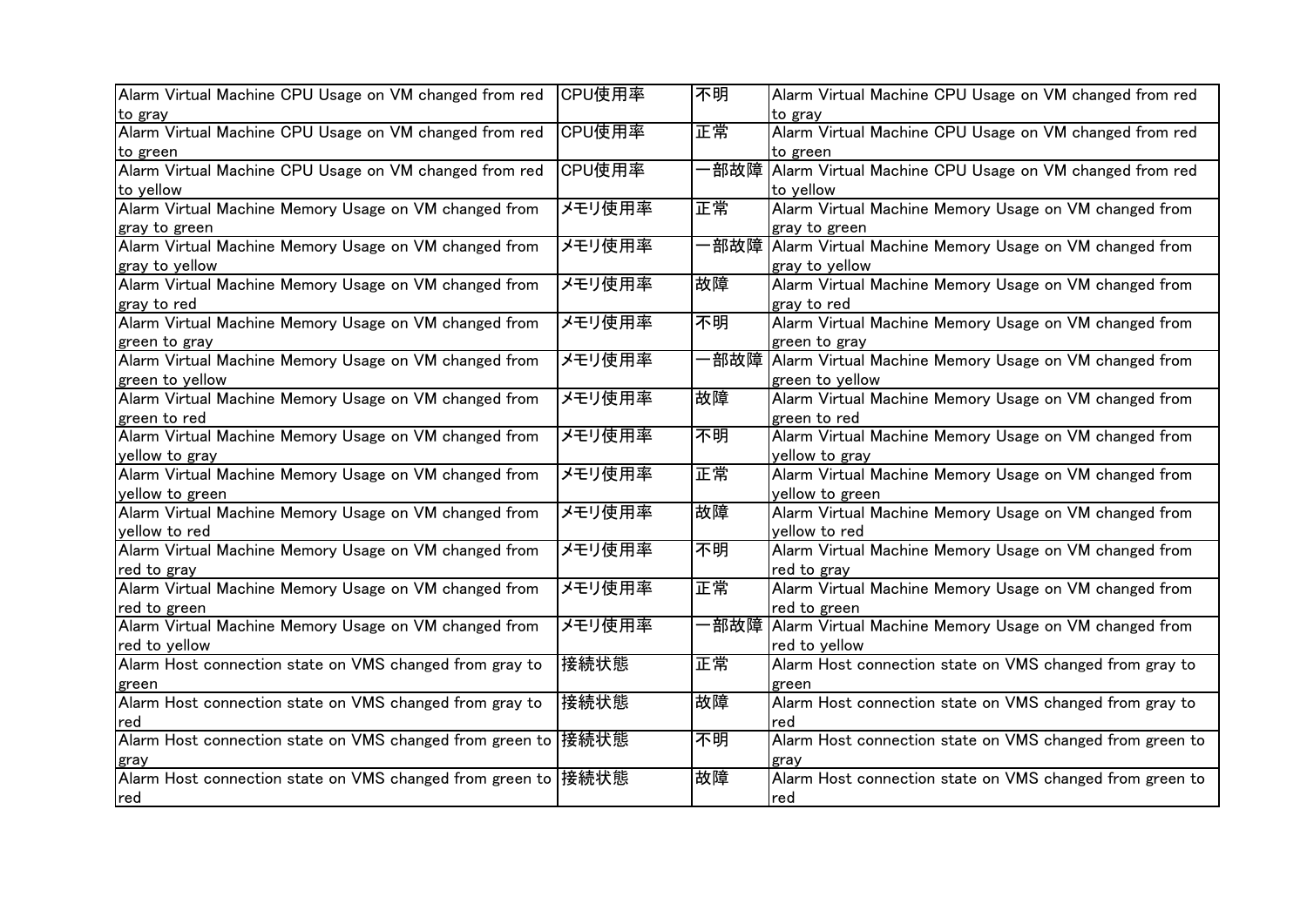| Alarm Virtual Machine CPU Usage on VM changed from red to gray | CPU使用率 | 不明 | Alarm Virtual Machine CPU Usage on VM changed from red to gray |
|---|---|---|---|
| Alarm Virtual Machine CPU Usage on VM changed from red to green | CPU使用率 | 正常 | Alarm Virtual Machine CPU Usage on VM changed from red to green |
| Alarm Virtual Machine CPU Usage on VM changed from red to yellow | CPU使用率 | 一部故障 | Alarm Virtual Machine CPU Usage on VM changed from red to yellow |
| Alarm Virtual Machine Memory Usage on VM changed from gray to green | メモリ使用率 | 正常 | Alarm Virtual Machine Memory Usage on VM changed from gray to green |
| Alarm Virtual Machine Memory Usage on VM changed from gray to yellow | メモリ使用率 | 一部故障 | Alarm Virtual Machine Memory Usage on VM changed from gray to yellow |
| Alarm Virtual Machine Memory Usage on VM changed from gray to red | メモリ使用率 | 故障 | Alarm Virtual Machine Memory Usage on VM changed from gray to red |
| Alarm Virtual Machine Memory Usage on VM changed from green to gray | メモリ使用率 | 不明 | Alarm Virtual Machine Memory Usage on VM changed from green to gray |
| Alarm Virtual Machine Memory Usage on VM changed from green to yellow | メモリ使用率 | 一部故障 | Alarm Virtual Machine Memory Usage on VM changed from green to yellow |
| Alarm Virtual Machine Memory Usage on VM changed from green to red | メモリ使用率 | 故障 | Alarm Virtual Machine Memory Usage on VM changed from green to red |
| Alarm Virtual Machine Memory Usage on VM changed from yellow to gray | メモリ使用率 | 不明 | Alarm Virtual Machine Memory Usage on VM changed from yellow to gray |
| Alarm Virtual Machine Memory Usage on VM changed from yellow to green | メモリ使用率 | 正常 | Alarm Virtual Machine Memory Usage on VM changed from yellow to green |
| Alarm Virtual Machine Memory Usage on VM changed from yellow to red | メモリ使用率 | 故障 | Alarm Virtual Machine Memory Usage on VM changed from yellow to red |
| Alarm Virtual Machine Memory Usage on VM changed from red to gray | メモリ使用率 | 不明 | Alarm Virtual Machine Memory Usage on VM changed from red to gray |
| Alarm Virtual Machine Memory Usage on VM changed from red to green | メモリ使用率 | 正常 | Alarm Virtual Machine Memory Usage on VM changed from red to green |
| Alarm Virtual Machine Memory Usage on VM changed from red to yellow | メモリ使用率 | 一部故障 | Alarm Virtual Machine Memory Usage on VM changed from red to yellow |
| Alarm Host connection state on VMS changed from gray to green | 接続状態 | 正常 | Alarm Host connection state on VMS changed from gray to green |
| Alarm Host connection state on VMS changed from gray to red | 接続状態 | 故障 | Alarm Host connection state on VMS changed from gray to red |
| Alarm Host connection state on VMS changed from green to gray | 接続状態 | 不明 | Alarm Host connection state on VMS changed from green to gray |
| Alarm Host connection state on VMS changed from green to red | 接続状態 | 故障 | Alarm Host connection state on VMS changed from green to red |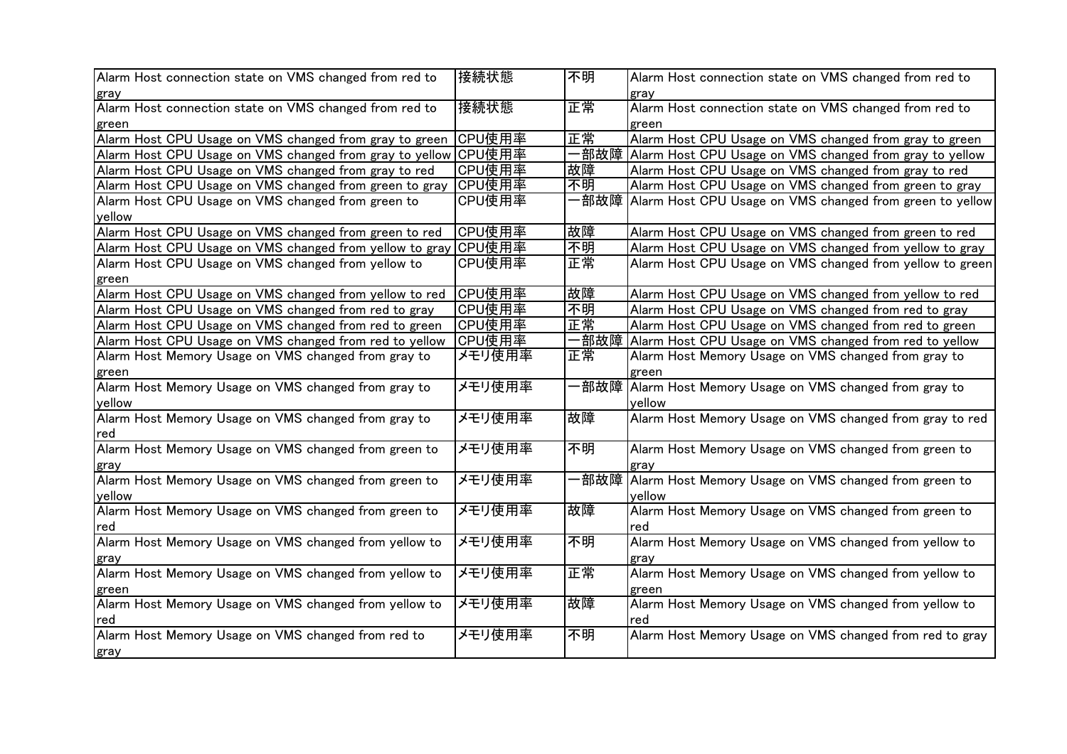| | | | |
|---|---|---|---|
| Alarm Host connection state on VMS changed from red to gray | 接続状態 | 不明 | Alarm Host connection state on VMS changed from red to gray |
| Alarm Host connection state on VMS changed from red to green | 接続状態 | 正常 | Alarm Host connection state on VMS changed from red to green |
| Alarm Host CPU Usage on VMS changed from gray to green | CPU使用率 | 正常 | Alarm Host CPU Usage on VMS changed from gray to green |
| Alarm Host CPU Usage on VMS changed from gray to yellow | CPU使用率 | 一部故障 | Alarm Host CPU Usage on VMS changed from gray to yellow |
| Alarm Host CPU Usage on VMS changed from gray to red | CPU使用率 | 故障 | Alarm Host CPU Usage on VMS changed from gray to red |
| Alarm Host CPU Usage on VMS changed from green to gray | CPU使用率 | 不明 | Alarm Host CPU Usage on VMS changed from green to gray |
| Alarm Host CPU Usage on VMS changed from green to yellow | CPU使用率 | 一部故障 | Alarm Host CPU Usage on VMS changed from green to yellow |
| Alarm Host CPU Usage on VMS changed from green to red | CPU使用率 | 故障 | Alarm Host CPU Usage on VMS changed from green to red |
| Alarm Host CPU Usage on VMS changed from yellow to gray | CPU使用率 | 不明 | Alarm Host CPU Usage on VMS changed from yellow to gray |
| Alarm Host CPU Usage on VMS changed from yellow to green | CPU使用率 | 正常 | Alarm Host CPU Usage on VMS changed from yellow to green |
| Alarm Host CPU Usage on VMS changed from yellow to red | CPU使用率 | 故障 | Alarm Host CPU Usage on VMS changed from yellow to red |
| Alarm Host CPU Usage on VMS changed from red to gray | CPU使用率 | 不明 | Alarm Host CPU Usage on VMS changed from red to gray |
| Alarm Host CPU Usage on VMS changed from red to green | CPU使用率 | 正常 | Alarm Host CPU Usage on VMS changed from red to green |
| Alarm Host CPU Usage on VMS changed from red to yellow | CPU使用率 | 一部故障 | Alarm Host CPU Usage on VMS changed from red to yellow |
| Alarm Host Memory Usage on VMS changed from gray to green | メモリ使用率 | 正常 | Alarm Host Memory Usage on VMS changed from gray to green |
| Alarm Host Memory Usage on VMS changed from gray to yellow | メモリ使用率 | 一部故障 | Alarm Host Memory Usage on VMS changed from gray to yellow |
| Alarm Host Memory Usage on VMS changed from gray to red | メモリ使用率 | 故障 | Alarm Host Memory Usage on VMS changed from gray to red |
| Alarm Host Memory Usage on VMS changed from green to gray | メモリ使用率 | 不明 | Alarm Host Memory Usage on VMS changed from green to gray |
| Alarm Host Memory Usage on VMS changed from green to yellow | メモリ使用率 | 一部故障 | Alarm Host Memory Usage on VMS changed from green to yellow |
| Alarm Host Memory Usage on VMS changed from green to red | メモリ使用率 | 故障 | Alarm Host Memory Usage on VMS changed from green to red |
| Alarm Host Memory Usage on VMS changed from yellow to gray | メモリ使用率 | 不明 | Alarm Host Memory Usage on VMS changed from yellow to gray |
| Alarm Host Memory Usage on VMS changed from yellow to green | メモリ使用率 | 正常 | Alarm Host Memory Usage on VMS changed from yellow to green |
| Alarm Host Memory Usage on VMS changed from yellow to red | メモリ使用率 | 故障 | Alarm Host Memory Usage on VMS changed from yellow to red |
| Alarm Host Memory Usage on VMS changed from red to gray | メモリ使用率 | 不明 | Alarm Host Memory Usage on VMS changed from red to gray |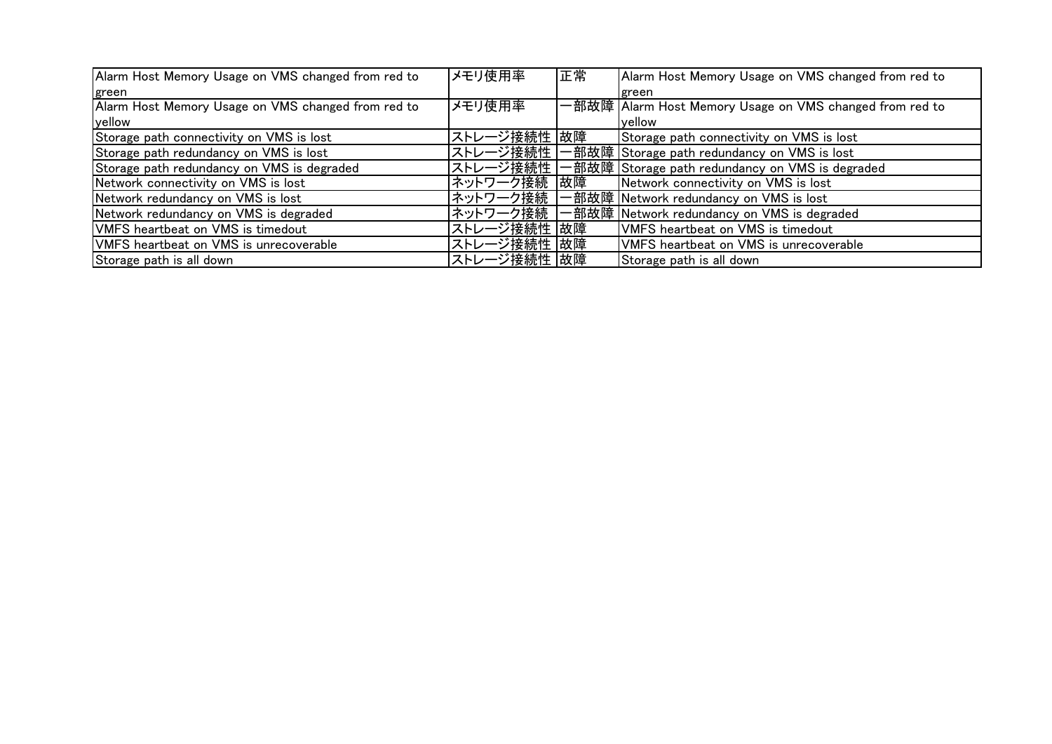| | | | |
|---|---|---|---|
| Alarm Host Memory Usage on VMS changed from red to green | メモリ使用率 | 正常 | Alarm Host Memory Usage on VMS changed from red to green |
| Alarm Host Memory Usage on VMS changed from red to yellow | メモリ使用率 | 一部故障 | Alarm Host Memory Usage on VMS changed from red to yellow |
| Storage path connectivity on VMS is lost | ストレージ接続性 | 故障 | Storage path connectivity on VMS is lost |
| Storage path redundancy on VMS is lost | ストレージ接続性 | 一部故障 | Storage path redundancy on VMS is lost |
| Storage path redundancy on VMS is degraded | ストレージ接続性 | 一部故障 | Storage path redundancy on VMS is degraded |
| Network connectivity on VMS is lost | ネットワーク接続 | 故障 | Network connectivity on VMS is lost |
| Network redundancy on VMS is lost | ネットワーク接続 | 一部故障 | Network redundancy on VMS is lost |
| Network redundancy on VMS is degraded | ネットワーク接続 | 一部故障 | Network redundancy on VMS is degraded |
| VMFS heartbeat on VMS is timedout | ストレージ接続性 | 故障 | VMFS heartbeat on VMS is timedout |
| VMFS heartbeat on VMS is unrecoverable | ストレージ接続性 | 故障 | VMFS heartbeat on VMS is unrecoverable |
| Storage path is all down | ストレージ接続性 | 故障 | Storage path is all down |